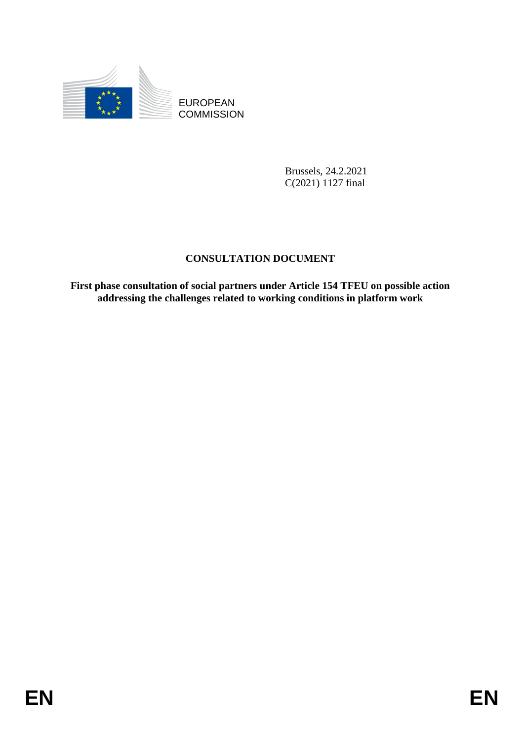EUROPEAN
COMMISSION

Brussels, 24.2.2021
C(2021) 1127 final

**CONSULTATION DOCUMENT**

**First phase consultation of social partners under Article 154 TFEU on possible action addressing the challenges related to working conditions in platform work**

EN EN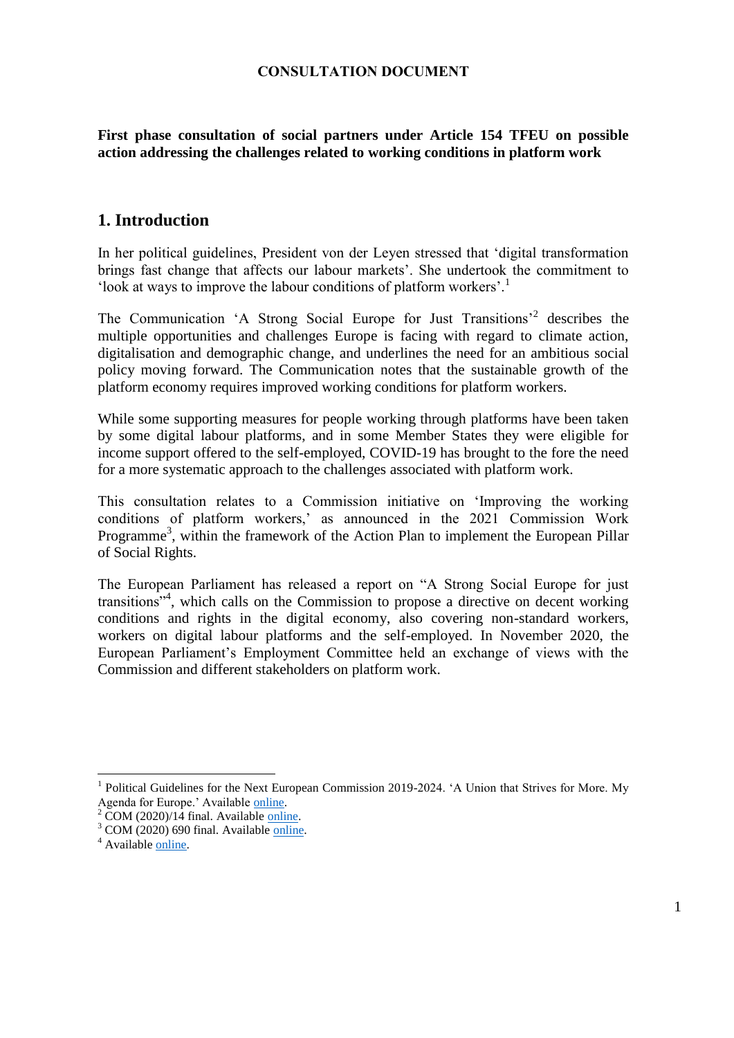**CONSULTATION DOCUMENT**

**First phase consultation of social partners under Article 154 TFEU on possible action addressing the challenges related to working conditions in platform work**

## 1. Introduction

In her political guidelines, President von der Leyen stressed that 'digital transformation brings fast change that affects our labour markets'. She undertook the commitment to 'look at ways to improve the labour conditions of platform workers'.[1]

The Communication 'A Strong Social Europe for Just Transitions'[2] describes the multiple opportunities and challenges Europe is facing with regard to climate action, digitalisation and demographic change, and underlines the need for an ambitious social policy moving forward. The Communication notes that the sustainable growth of the platform economy requires improved working conditions for platform workers.

While some supporting measures for people working through platforms have been taken by some digital labour platforms, and in some Member States they were eligible for income support offered to the self-employed, COVID-19 has brought to the fore the need for a more systematic approach to the challenges associated with platform work.

This consultation relates to a Commission initiative on 'Improving the working conditions of platform workers,' as announced in the 2021 Commission Work Programme[3], within the framework of the Action Plan to implement the European Pillar of Social Rights.

The European Parliament has released a report on "A Strong Social Europe for just transitions"[4], which calls on the Commission to propose a directive on decent working conditions and rights in the digital economy, also covering non-standard workers, workers on digital labour platforms and the self-employed. In November 2020, the European Parliament's Employment Committee held an exchange of views with the Commission and different stakeholders on platform work.

---

[1] Political Guidelines for the Next European Commission 2019-2024. 'A Union that Strives for More. My Agenda for Europe.' Available online.

[2] COM (2020)/14 final. Available online.

[3] COM (2020) 690 final. Available online.

[4] Available online.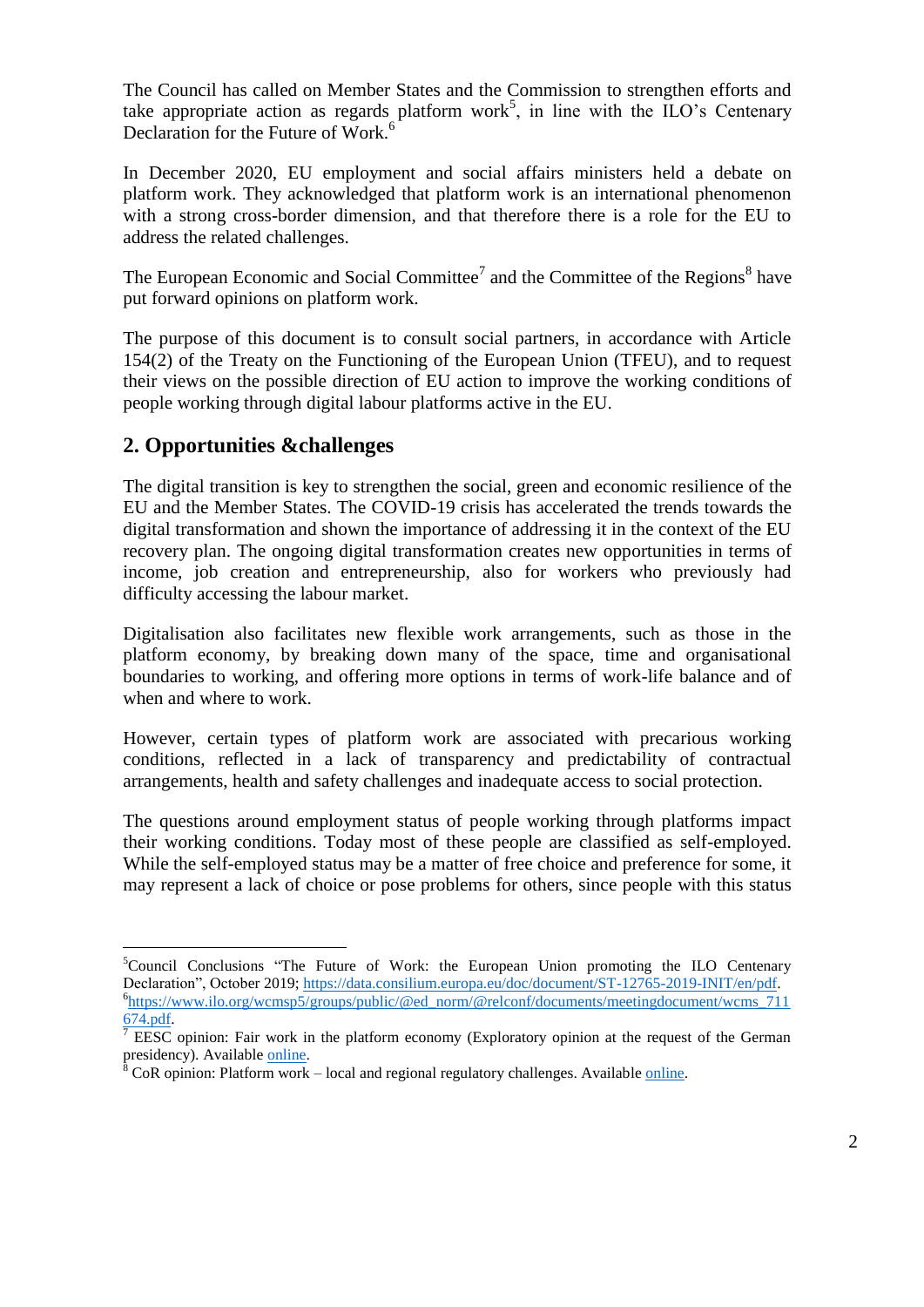The Council has called on Member States and the Commission to strengthen efforts and take appropriate action as regards platform work[5], in line with the ILO's Centenary Declaration for the Future of Work.[6]

In December 2020, EU employment and social affairs ministers held a debate on platform work. They acknowledged that platform work is an international phenomenon with a strong cross-border dimension, and that therefore there is a role for the EU to address the related challenges.

The European Economic and Social Committee[7] and the Committee of the Regions[8] have put forward opinions on platform work.

The purpose of this document is to consult social partners, in accordance with Article 154(2) of the Treaty on the Functioning of the European Union (TFEU), and to request their views on the possible direction of EU action to improve the working conditions of people working through digital labour platforms active in the EU.

## 2. Opportunities &challenges

The digital transition is key to strengthen the social, green and economic resilience of the EU and the Member States. The COVID-19 crisis has accelerated the trends towards the digital transformation and shown the importance of addressing it in the context of the EU recovery plan. The ongoing digital transformation creates new opportunities in terms of income, job creation and entrepreneurship, also for workers who previously had difficulty accessing the labour market.

Digitalisation also facilitates new flexible work arrangements, such as those in the platform economy, by breaking down many of the space, time and organisational boundaries to working, and offering more options in terms of work-life balance and of when and where to work.

However, certain types of platform work are associated with precarious working conditions, reflected in a lack of transparency and predictability of contractual arrangements, health and safety challenges and inadequate access to social protection.

The questions around employment status of people working through platforms impact their working conditions. Today most of these people are classified as self-employed. While the self-employed status may be a matter of free choice and preference for some, it may represent a lack of choice or pose problems for others, since people with this status

---

[5] Council Conclusions "The Future of Work: the European Union promoting the ILO Centenary Declaration", October 2019; https://data.consilium.europa.eu/doc/document/ST-12765-2019-INIT/en/pdf.

[6] https://www.ilo.org/wcmsp5/groups/public/@ed_norm/@relconf/documents/meetingdocument/wcms_711674.pdf.

[7] EESC opinion: Fair work in the platform economy (Exploratory opinion at the request of the German presidency). Available online.

[8] CoR opinion: Platform work – local and regional regulatory challenges. Available online.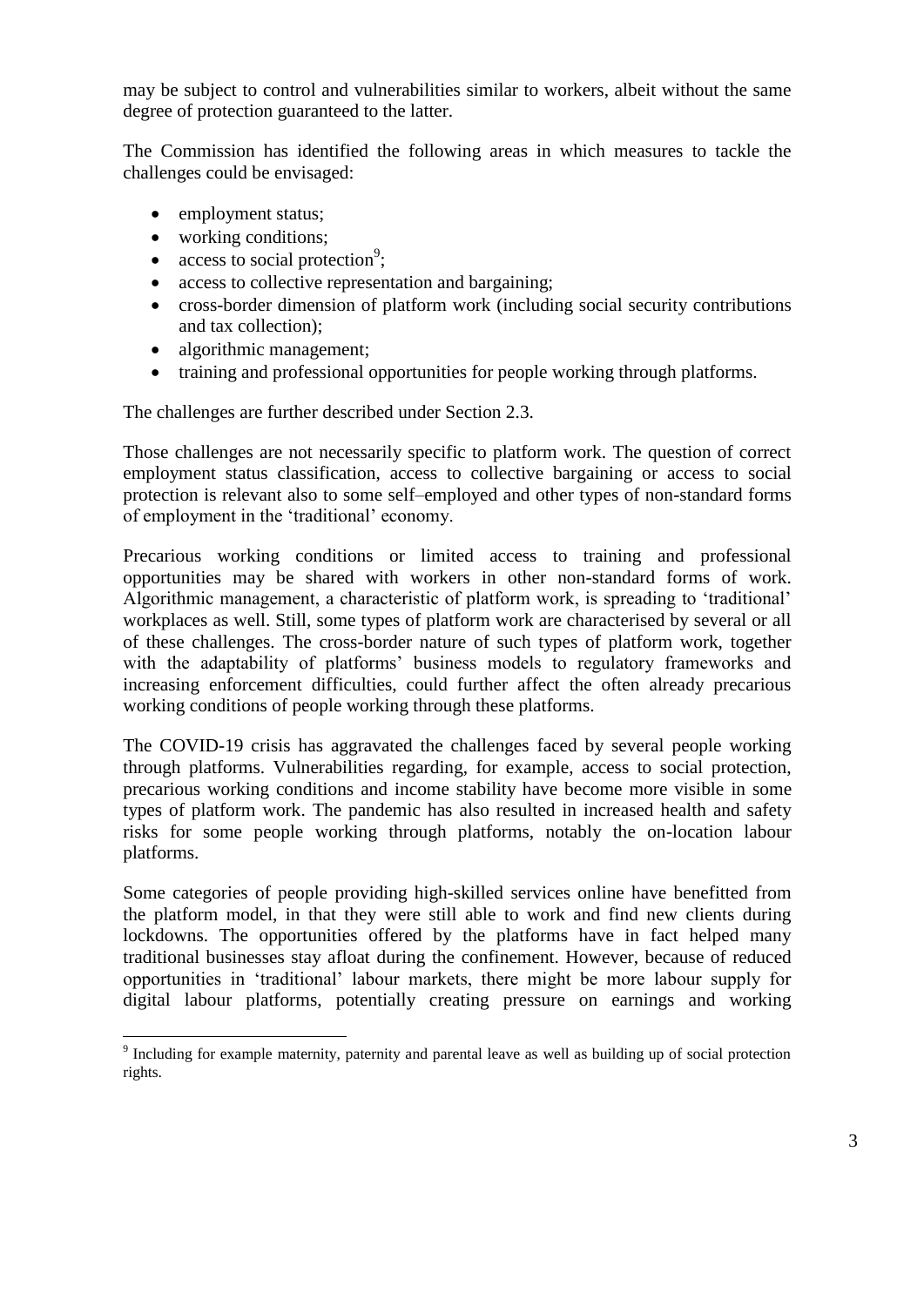may be subject to control and vulnerabilities similar to workers, albeit without the same degree of protection guaranteed to the latter.

The Commission has identified the following areas in which measures to tackle the challenges could be envisaged:

- employment status;
- working conditions;
- access to social protection[9];
- access to collective representation and bargaining;
- cross-border dimension of platform work (including social security contributions and tax collection);
- algorithmic management;
- training and professional opportunities for people working through platforms.

The challenges are further described under Section 2.3.

Those challenges are not necessarily specific to platform work. The question of correct employment status classification, access to collective bargaining or access to social protection is relevant also to some self–employed and other types of non-standard forms of employment in the 'traditional' economy.

Precarious working conditions or limited access to training and professional opportunities may be shared with workers in other non-standard forms of work. Algorithmic management, a characteristic of platform work, is spreading to 'traditional' workplaces as well. Still, some types of platform work are characterised by several or all of these challenges. The cross-border nature of such types of platform work, together with the adaptability of platforms' business models to regulatory frameworks and increasing enforcement difficulties, could further affect the often already precarious working conditions of people working through these platforms.

The COVID-19 crisis has aggravated the challenges faced by several people working through platforms. Vulnerabilities regarding, for example, access to social protection, precarious working conditions and income stability have become more visible in some types of platform work. The pandemic has also resulted in increased health and safety risks for some people working through platforms, notably the on-location labour platforms.

Some categories of people providing high-skilled services online have benefitted from the platform model, in that they were still able to work and find new clients during lockdowns. The opportunities offered by the platforms have in fact helped many traditional businesses stay afloat during the confinement. However, because of reduced opportunities in 'traditional' labour markets, there might be more labour supply for digital labour platforms, potentially creating pressure on earnings and working

[9] Including for example maternity, paternity and parental leave as well as building up of social protection rights.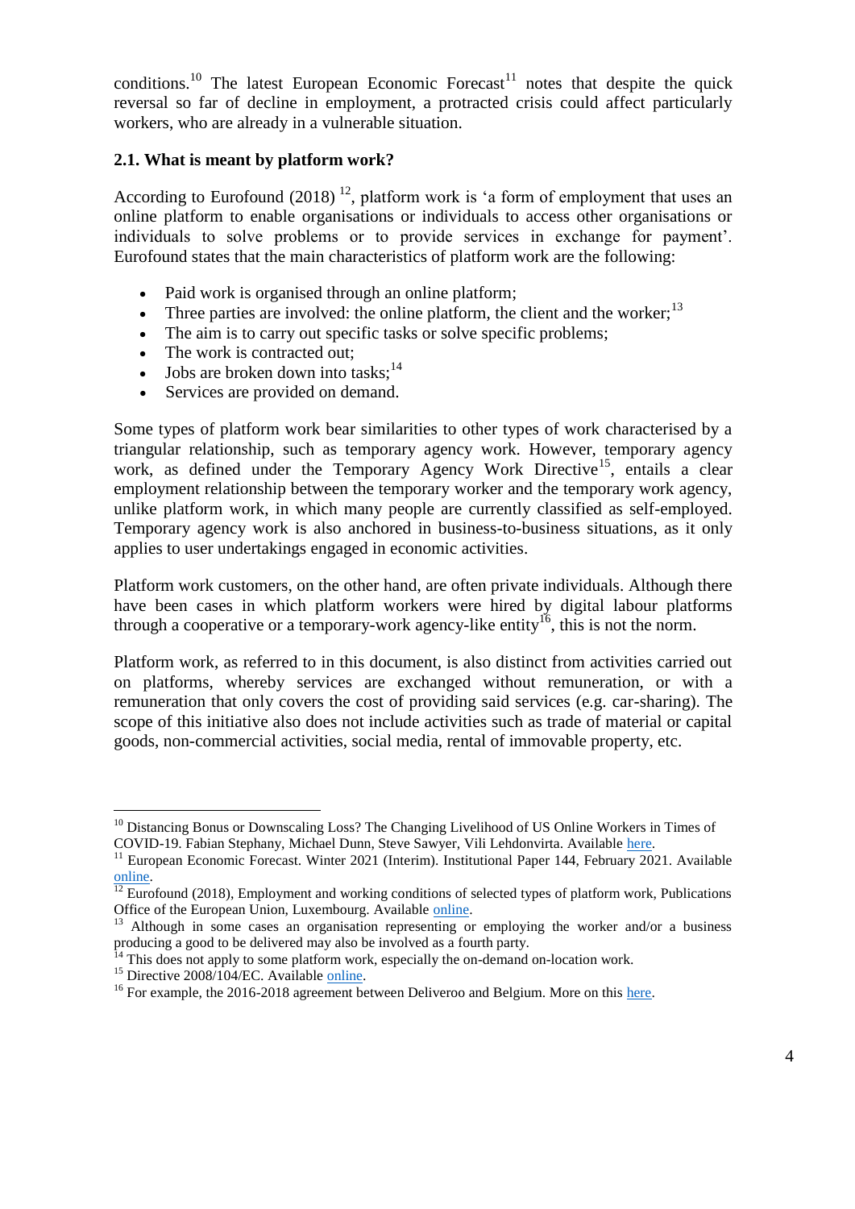conditions.[10] The latest European Economic Forecast[11] notes that despite the quick reversal so far of decline in employment, a protracted crisis could affect particularly workers, who are already in a vulnerable situation.

### 2.1. What is meant by platform work?

According to Eurofound (2018) [12], platform work is 'a form of employment that uses an online platform to enable organisations or individuals to access other organisations or individuals to solve problems or to provide services in exchange for payment'. Eurofound states that the main characteristics of platform work are the following:

- Paid work is organised through an online platform;
- Three parties are involved: the online platform, the client and the worker;[13]
- The aim is to carry out specific tasks or solve specific problems;
- The work is contracted out;
- Jobs are broken down into tasks;[14]
- Services are provided on demand.

Some types of platform work bear similarities to other types of work characterised by a triangular relationship, such as temporary agency work. However, temporary agency work, as defined under the Temporary Agency Work Directive[15], entails a clear employment relationship between the temporary worker and the temporary work agency, unlike platform work, in which many people are currently classified as self-employed. Temporary agency work is also anchored in business-to-business situations, as it only applies to user undertakings engaged in economic activities.

Platform work customers, on the other hand, are often private individuals. Although there have been cases in which platform workers were hired by digital labour platforms through a cooperative or a temporary-work agency-like entity[16], this is not the norm.

Platform work, as referred to in this document, is also distinct from activities carried out on platforms, whereby services are exchanged without remuneration, or with a remuneration that only covers the cost of providing said services (e.g. car-sharing). The scope of this initiative also does not include activities such as trade of material or capital goods, non-commercial activities, social media, rental of immovable property, etc.

---

[10] Distancing Bonus or Downscaling Loss? The Changing Livelihood of US Online Workers in Times of COVID-19. Fabian Stephany, Michael Dunn, Steve Sawyer, Vili Lehdonvirta. Available here.

[11] European Economic Forecast. Winter 2021 (Interim). Institutional Paper 144, February 2021. Available online.

[12] Eurofound (2018), Employment and working conditions of selected types of platform work, Publications Office of the European Union, Luxembourg. Available online.

[13] Although in some cases an organisation representing or employing the worker and/or a business producing a good to be delivered may also be involved as a fourth party.

[14] This does not apply to some platform work, especially the on-demand on-location work.

[15] Directive 2008/104/EC. Available online.

[16] For example, the 2016-2018 agreement between Deliveroo and Belgium. More on this here.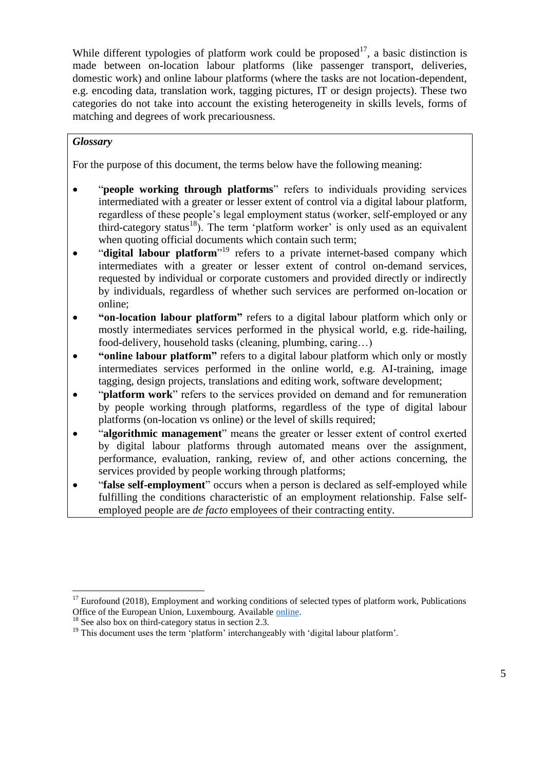While different typologies of platform work could be proposed[17], a basic distinction is made between on-location labour platforms (like passenger transport, deliveries, domestic work) and online labour platforms (where the tasks are not location-dependent, e.g. encoding data, translation work, tagging pictures, IT or design projects). These two categories do not take into account the existing heterogeneity in skills levels, forms of matching and degrees of work precariousness.

***Glossary***

For the purpose of this document, the terms below have the following meaning:

- "**people working through platforms**" refers to individuals providing services intermediated with a greater or lesser extent of control via a digital labour platform, regardless of these people's legal employment status (worker, self-employed or any third-category status[18]). The term 'platform worker' is only used as an equivalent when quoting official documents which contain such term;
- "**digital labour platform**"[19] refers to a private internet-based company which intermediates with a greater or lesser extent of control on-demand services, requested by individual or corporate customers and provided directly or indirectly by individuals, regardless of whether such services are performed on-location or online;
- **"on-location labour platform"** refers to a digital labour platform which only or mostly intermediates services performed in the physical world, e.g. ride-hailing, food-delivery, household tasks (cleaning, plumbing, caring…)
- **"online labour platform"** refers to a digital labour platform which only or mostly intermediates services performed in the online world, e.g. AI-training, image tagging, design projects, translations and editing work, software development;
- "**platform work**" refers to the services provided on demand and for remuneration by people working through platforms, regardless of the type of digital labour platforms (on-location vs online) or the level of skills required;
- "**algorithmic management**" means the greater or lesser extent of control exerted by digital labour platforms through automated means over the assignment, performance, evaluation, ranking, review of, and other actions concerning, the services provided by people working through platforms;
- "**false self-employment**" occurs when a person is declared as self-employed while fulfilling the conditions characteristic of an employment relationship. False self-employed people are *de facto* employees of their contracting entity.

---

[17] Eurofound (2018), Employment and working conditions of selected types of platform work, Publications Office of the European Union, Luxembourg. Available online.

[18] See also box on third-category status in section 2.3.

[19] This document uses the term 'platform' interchangeably with 'digital labour platform'.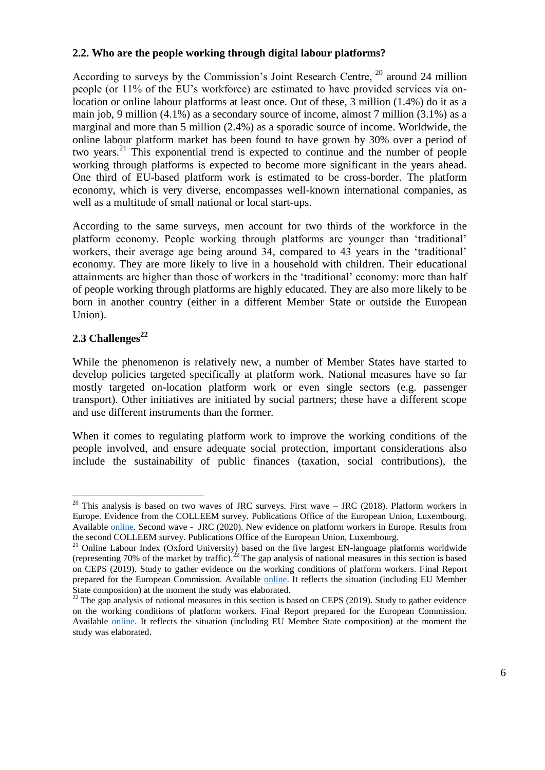### 2.2. Who are the people working through digital labour platforms?

According to surveys by the Commission's Joint Research Centre, [20] around 24 million people (or 11% of the EU's workforce) are estimated to have provided services via on-location or online labour platforms at least once. Out of these, 3 million (1.4%) do it as a main job, 9 million (4.1%) as a secondary source of income, almost 7 million (3.1%) as a marginal and more than 5 million (2.4%) as a sporadic source of income. Worldwide, the online labour platform market has been found to have grown by 30% over a period of two years.[21] This exponential trend is expected to continue and the number of people working through platforms is expected to become more significant in the years ahead. One third of EU-based platform work is estimated to be cross-border. The platform economy, which is very diverse, encompasses well-known international companies, as well as a multitude of small national or local start-ups.

According to the same surveys, men account for two thirds of the workforce in the platform economy. People working through platforms are younger than 'traditional' workers, their average age being around 34, compared to 43 years in the 'traditional' economy. They are more likely to live in a household with children. Their educational attainments are higher than those of workers in the 'traditional' economy: more than half of people working through platforms are highly educated. They are also more likely to be born in another country (either in a different Member State or outside the European Union).

### 2.3 Challenges[22]

While the phenomenon is relatively new, a number of Member States have started to develop policies targeted specifically at platform work. National measures have so far mostly targeted on-location platform work or even single sectors (e.g. passenger transport). Other initiatives are initiated by social partners; these have a different scope and use different instruments than the former.

When it comes to regulating platform work to improve the working conditions of the people involved, and ensure adequate social protection, important considerations also include the sustainability of public finances (taxation, social contributions), the

---

[20] This analysis is based on two waves of JRC surveys. First wave – JRC (2018). Platform workers in Europe. Evidence from the COLLEEM survey. Publications Office of the European Union, Luxembourg. Available online. Second wave - JRC (2020). New evidence on platform workers in Europe. Results from the second COLLEEM survey. Publications Office of the European Union, Luxembourg.

[21] Online Labour Index (Oxford University) based on the five largest EN-language platforms worldwide (representing 70% of the market by traffic).[22] The gap analysis of national measures in this section is based on CEPS (2019). Study to gather evidence on the working conditions of platform workers. Final Report prepared for the European Commission. Available online. It reflects the situation (including EU Member State composition) at the moment the study was elaborated.

[22] The gap analysis of national measures in this section is based on CEPS (2019). Study to gather evidence on the working conditions of platform workers. Final Report prepared for the European Commission. Available online. It reflects the situation (including EU Member State composition) at the moment the study was elaborated.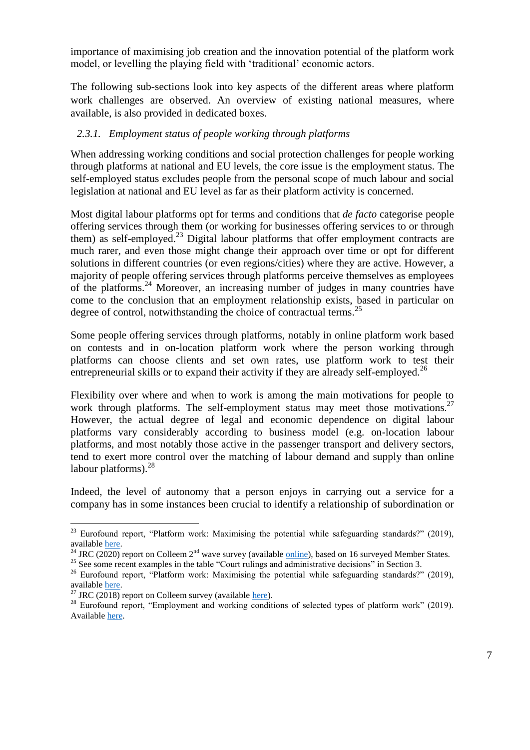importance of maximising job creation and the innovation potential of the platform work model, or levelling the playing field with 'traditional' economic actors.

The following sub-sections look into key aspects of the different areas where platform work challenges are observed. An overview of existing national measures, where available, is also provided in dedicated boxes.

### 2.3.1. *Employment status of people working through platforms*

When addressing working conditions and social protection challenges for people working through platforms at national and EU levels, the core issue is the employment status. The self-employed status excludes people from the personal scope of much labour and social legislation at national and EU level as far as their platform activity is concerned.

Most digital labour platforms opt for terms and conditions that *de facto* categorise people offering services through them (or working for businesses offering services to or through them) as self-employed.[23] Digital labour platforms that offer employment contracts are much rarer, and even those might change their approach over time or opt for different solutions in different countries (or even regions/cities) where they are active. However, a majority of people offering services through platforms perceive themselves as employees of the platforms.[24] Moreover, an increasing number of judges in many countries have come to the conclusion that an employment relationship exists, based in particular on degree of control, notwithstanding the choice of contractual terms.[25]

Some people offering services through platforms, notably in online platform work based on contests and in on-location platform work where the person working through platforms can choose clients and set own rates, use platform work to test their entrepreneurial skills or to expand their activity if they are already self-employed.[26]

Flexibility over where and when to work is among the main motivations for people to work through platforms. The self-employment status may meet those motivations.[27] However, the actual degree of legal and economic dependence on digital labour platforms vary considerably according to business model (e.g. on-location labour platforms, and most notably those active in the passenger transport and delivery sectors, tend to exert more control over the matching of labour demand and supply than online labour platforms).[28]

Indeed, the level of autonomy that a person enjoys in carrying out a service for a company has in some instances been crucial to identify a relationship of subordination or

---

[23] Eurofound report, "Platform work: Maximising the potential while safeguarding standards?" (2019), available here.

[24] JRC (2020) report on Colleem 2nd wave survey (available online), based on 16 surveyed Member States.

[25] See some recent examples in the table "Court rulings and administrative decisions" in Section 3.

[26] Eurofound report, "Platform work: Maximising the potential while safeguarding standards?" (2019), available here.

[27] JRC (2018) report on Colleem survey (available here).

[28] Eurofound report, "Employment and working conditions of selected types of platform work" (2019). Available here.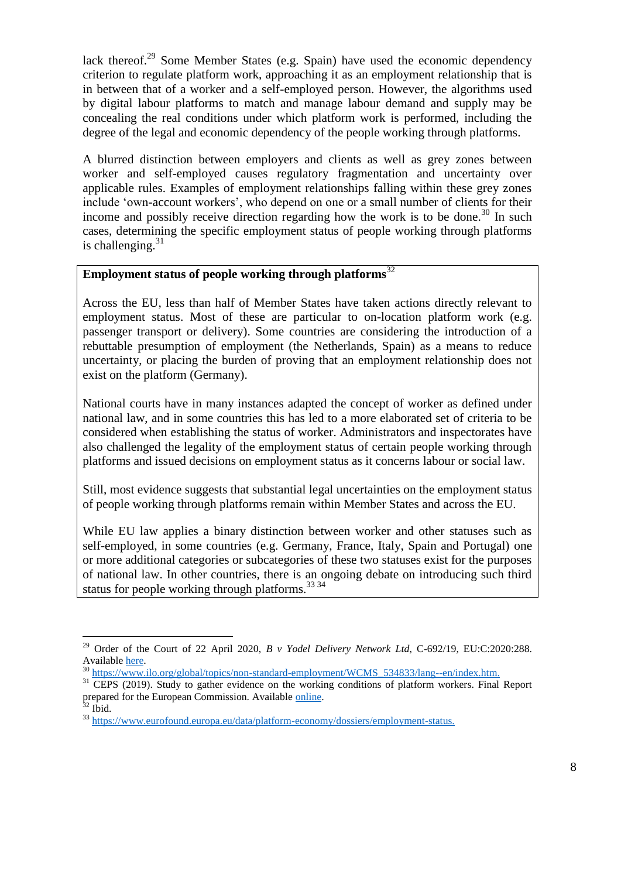lack thereof.[29] Some Member States (e.g. Spain) have used the economic dependency criterion to regulate platform work, approaching it as an employment relationship that is in between that of a worker and a self-employed person. However, the algorithms used by digital labour platforms to match and manage labour demand and supply may be concealing the real conditions under which platform work is performed, including the degree of the legal and economic dependency of the people working through platforms.

A blurred distinction between employers and clients as well as grey zones between worker and self-employed causes regulatory fragmentation and uncertainty over applicable rules. Examples of employment relationships falling within these grey zones include 'own-account workers', who depend on one or a small number of clients for their income and possibly receive direction regarding how the work is to be done.[30] In such cases, determining the specific employment status of people working through platforms is challenging.[31]

> **Employment status of people working through platforms**[32]
>
> Across the EU, less than half of Member States have taken actions directly relevant to employment status. Most of these are particular to on-location platform work (e.g. passenger transport or delivery). Some countries are considering the introduction of a rebuttable presumption of employment (the Netherlands, Spain) as a means to reduce uncertainty, or placing the burden of proving that an employment relationship does not exist on the platform (Germany).
>
> National courts have in many instances adapted the concept of worker as defined under national law, and in some countries this has led to a more elaborated set of criteria to be considered when establishing the status of worker. Administrators and inspectorates have also challenged the legality of the employment status of certain people working through platforms and issued decisions on employment status as it concerns labour or social law.
>
> Still, most evidence suggests that substantial legal uncertainties on the employment status of people working through platforms remain within Member States and across the EU.
>
> While EU law applies a binary distinction between worker and other statuses such as self-employed, in some countries (e.g. Germany, France, Italy, Spain and Portugal) one or more additional categories or subcategories of these two statuses exist for the purposes of national law. In other countries, there is an ongoing debate on introducing such third status for people working through platforms.[33] [34]

---

[29] Order of the Court of 22 April 2020, *B v Yodel Delivery Network Ltd*, C-692/19, EU:C:2020:288. Available here.

[30] https://www.ilo.org/global/topics/non-standard-employment/WCMS_534833/lang--en/index.htm.

[31] CEPS (2019). Study to gather evidence on the working conditions of platform workers. Final Report prepared for the European Commission. Available online.

[32] Ibid.

[33] https://www.eurofound.europa.eu/data/platform-economy/dossiers/employment-status.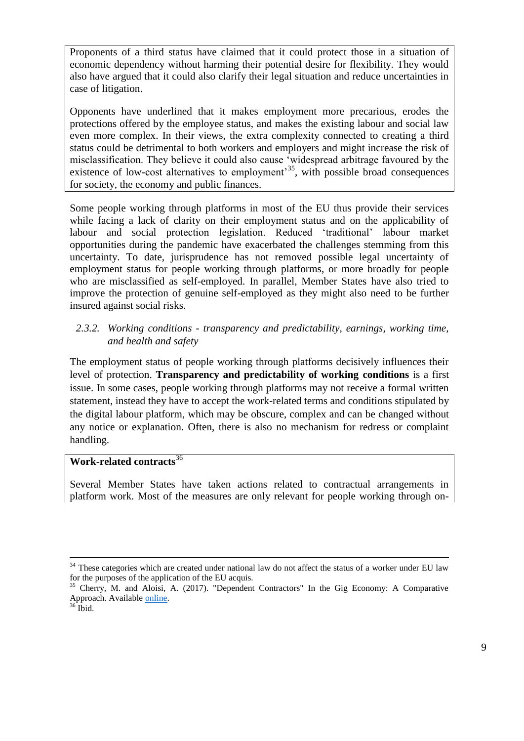Proponents of a third status have claimed that it could protect those in a situation of economic dependency without harming their potential desire for flexibility. They would also have argued that it could also clarify their legal situation and reduce uncertainties in case of litigation.

Opponents have underlined that it makes employment more precarious, erodes the protections offered by the employee status, and makes the existing labour and social law even more complex. In their views, the extra complexity connected to creating a third status could be detrimental to both workers and employers and might increase the risk of misclassification. They believe it could also cause 'widespread arbitrage favoured by the existence of low-cost alternatives to employment'[35], with possible broad consequences for society, the economy and public finances.

Some people working through platforms in most of the EU thus provide their services while facing a lack of clarity on their employment status and on the applicability of labour and social protection legislation. Reduced 'traditional' labour market opportunities during the pandemic have exacerbated the challenges stemming from this uncertainty. To date, jurisprudence has not removed possible legal uncertainty of employment status for people working through platforms, or more broadly for people who are misclassified as self-employed. In parallel, Member States have also tried to improve the protection of genuine self-employed as they might also need to be further insured against social risks.

### *2.3.2. Working conditions - transparency and predictability, earnings, working time, and health and safety*

The employment status of people working through platforms decisively influences their level of protection. **Transparency and predictability of working conditions** is a first issue. In some cases, people working through platforms may not receive a formal written statement, instead they have to accept the work-related terms and conditions stipulated by the digital labour platform, which may be obscure, complex and can be changed without any notice or explanation. Often, there is also no mechanism for redress or complaint handling.

**Work-related contracts**[36]

Several Member States have taken actions related to contractual arrangements in platform work. Most of the measures are only relevant for people working through on-

---

[34] These categories which are created under national law do not affect the status of a worker under EU law for the purposes of the application of the EU acquis.

[35] Cherry, M. and Aloisi, A. (2017). "Dependent Contractors" In the Gig Economy: A Comparative Approach. Available online.

[36] Ibid.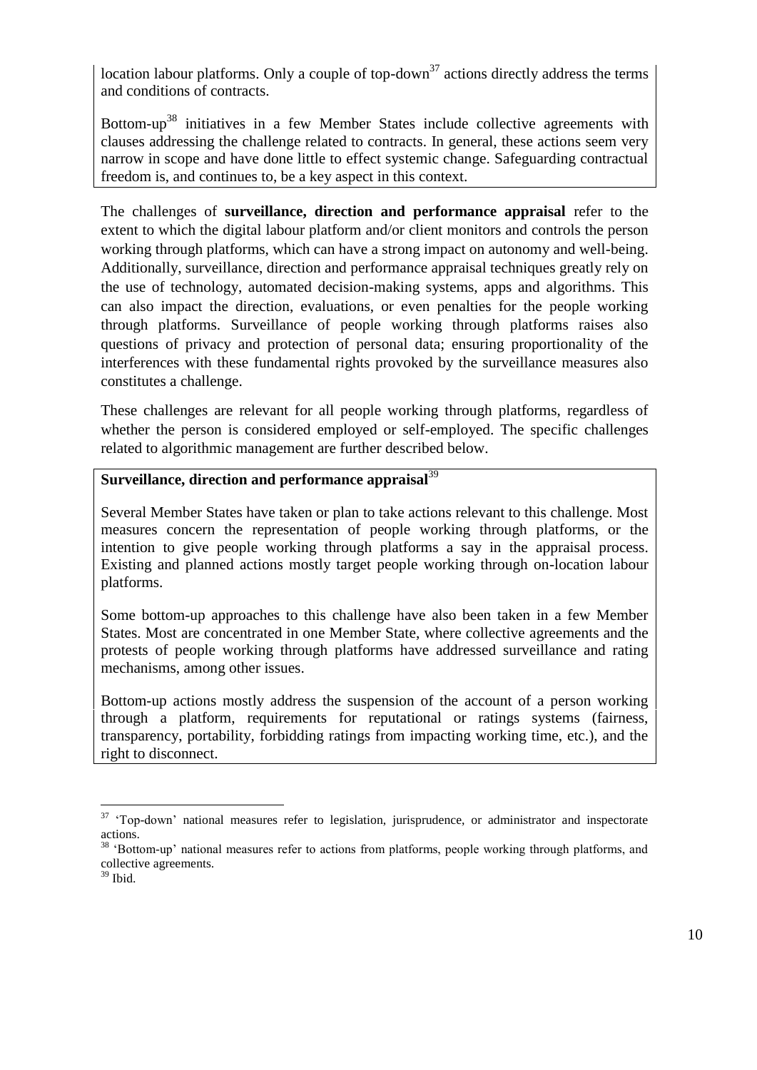location labour platforms. Only a couple of top-down[37] actions directly address the terms and conditions of contracts.

Bottom-up[38] initiatives in a few Member States include collective agreements with clauses addressing the challenge related to contracts. In general, these actions seem very narrow in scope and have done little to effect systemic change. Safeguarding contractual freedom is, and continues to, be a key aspect in this context.

The challenges of **surveillance, direction and performance appraisal** refer to the extent to which the digital labour platform and/or client monitors and controls the person working through platforms, which can have a strong impact on autonomy and well-being. Additionally, surveillance, direction and performance appraisal techniques greatly rely on the use of technology, automated decision-making systems, apps and algorithms. This can also impact the direction, evaluations, or even penalties for the people working through platforms. Surveillance of people working through platforms raises also questions of privacy and protection of personal data; ensuring proportionality of the interferences with these fundamental rights provoked by the surveillance measures also constitutes a challenge.

These challenges are relevant for all people working through platforms, regardless of whether the person is considered employed or self-employed. The specific challenges related to algorithmic management are further described below.

**Surveillance, direction and performance appraisal**[39]

Several Member States have taken or plan to take actions relevant to this challenge. Most measures concern the representation of people working through platforms, or the intention to give people working through platforms a say in the appraisal process. Existing and planned actions mostly target people working through on-location labour platforms.

Some bottom-up approaches to this challenge have also been taken in a few Member States. Most are concentrated in one Member State, where collective agreements and the protests of people working through platforms have addressed surveillance and rating mechanisms, among other issues.

Bottom-up actions mostly address the suspension of the account of a person working through a platform, requirements for reputational or ratings systems (fairness, transparency, portability, forbidding ratings from impacting working time, etc.), and the right to disconnect.

---

[37] 'Top-down' national measures refer to legislation, jurisprudence, or administrator and inspectorate actions.

[38] 'Bottom-up' national measures refer to actions from platforms, people working through platforms, and collective agreements.

[39] Ibid.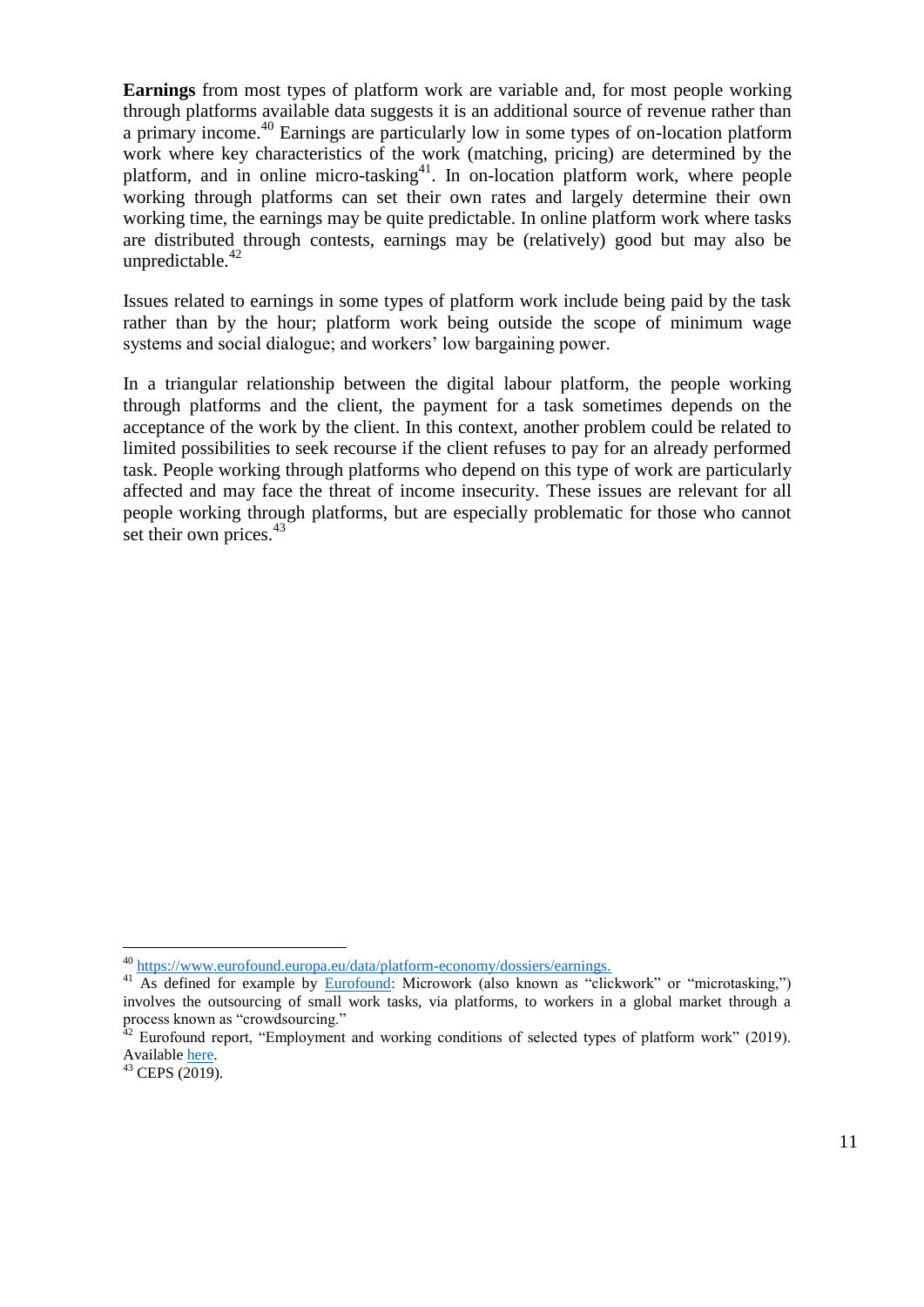**Earnings** from most types of platform work are variable and, for most people working through platforms available data suggests it is an additional source of revenue rather than a primary income.[40] Earnings are particularly low in some types of on-location platform work where key characteristics of the work (matching, pricing) are determined by the platform, and in online micro-tasking[41]. In on-location platform work, where people working through platforms can set their own rates and largely determine their own working time, the earnings may be quite predictable. In online platform work where tasks are distributed through contests, earnings may be (relatively) good but may also be unpredictable.[42]

Issues related to earnings in some types of platform work include being paid by the task rather than by the hour; platform work being outside the scope of minimum wage systems and social dialogue; and workers' low bargaining power.

In a triangular relationship between the digital labour platform, the people working through platforms and the client, the payment for a task sometimes depends on the acceptance of the work by the client. In this context, another problem could be related to limited possibilities to seek recourse if the client refuses to pay for an already performed task. People working through platforms who depend on this type of work are particularly affected and may face the threat of income insecurity. These issues are relevant for all people working through platforms, but are especially problematic for those who cannot set their own prices.[43]

---

[40] https://www.eurofound.europa.eu/data/platform-economy/dossiers/earnings.

[41] As defined for example by Eurofound: Microwork (also known as "clickwork" or "microtasking,") involves the outsourcing of small work tasks, via platforms, to workers in a global market through a process known as "crowdsourcing."

[42] Eurofound report, "Employment and working conditions of selected types of platform work" (2019). Available here.

[43] CEPS (2019).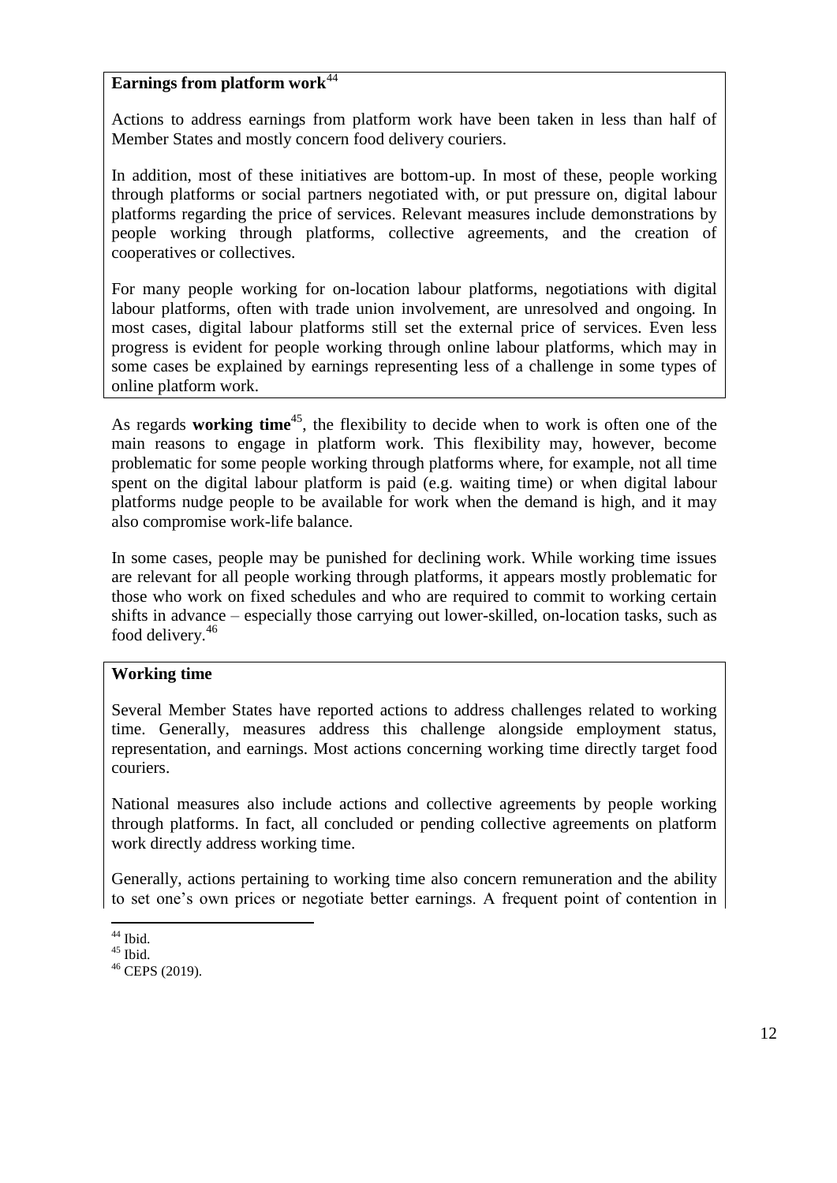**Earnings from platform work**[44]

Actions to address earnings from platform work have been taken in less than half of Member States and mostly concern food delivery couriers.

In addition, most of these initiatives are bottom-up. In most of these, people working through platforms or social partners negotiated with, or put pressure on, digital labour platforms regarding the price of services. Relevant measures include demonstrations by people working through platforms, collective agreements, and the creation of cooperatives or collectives.

For many people working for on-location labour platforms, negotiations with digital labour platforms, often with trade union involvement, are unresolved and ongoing. In most cases, digital labour platforms still set the external price of services. Even less progress is evident for people working through online labour platforms, which may in some cases be explained by earnings representing less of a challenge in some types of online platform work.

As regards **working time**[45], the flexibility to decide when to work is often one of the main reasons to engage in platform work. This flexibility may, however, become problematic for some people working through platforms where, for example, not all time spent on the digital labour platform is paid (e.g. waiting time) or when digital labour platforms nudge people to be available for work when the demand is high, and it may also compromise work-life balance.

In some cases, people may be punished for declining work. While working time issues are relevant for all people working through platforms, it appears mostly problematic for those who work on fixed schedules and who are required to commit to working certain shifts in advance – especially those carrying out lower-skilled, on-location tasks, such as food delivery.[46]

**Working time**

Several Member States have reported actions to address challenges related to working time. Generally, measures address this challenge alongside employment status, representation, and earnings. Most actions concerning working time directly target food couriers.

National measures also include actions and collective agreements by people working through platforms. In fact, all concluded or pending collective agreements on platform work directly address working time.

Generally, actions pertaining to working time also concern remuneration and the ability to set one's own prices or negotiate better earnings. A frequent point of contention in

[44] Ibid.

[45] Ibid.

[46] CEPS (2019).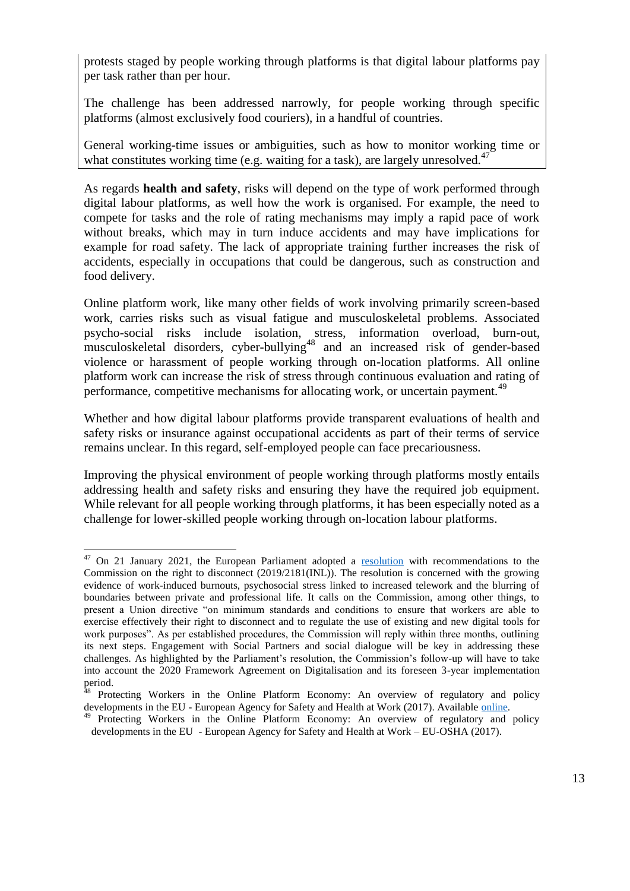protests staged by people working through platforms is that digital labour platforms pay per task rather than per hour.

The challenge has been addressed narrowly, for people working through specific platforms (almost exclusively food couriers), in a handful of countries.

General working-time issues or ambiguities, such as how to monitor working time or what constitutes working time (e.g. waiting for a task), are largely unresolved.[47]

As regards **health and safety**, risks will depend on the type of work performed through digital labour platforms, as well how the work is organised. For example, the need to compete for tasks and the role of rating mechanisms may imply a rapid pace of work without breaks, which may in turn induce accidents and may have implications for example for road safety. The lack of appropriate training further increases the risk of accidents, especially in occupations that could be dangerous, such as construction and food delivery.

Online platform work, like many other fields of work involving primarily screen-based work, carries risks such as visual fatigue and musculoskeletal problems. Associated psycho-social risks include isolation, stress, information overload, burn-out, musculoskeletal disorders, cyber-bullying[48] and an increased risk of gender-based violence or harassment of people working through on-location platforms. All online platform work can increase the risk of stress through continuous evaluation and rating of performance, competitive mechanisms for allocating work, or uncertain payment.[49]

Whether and how digital labour platforms provide transparent evaluations of health and safety risks or insurance against occupational accidents as part of their terms of service remains unclear. In this regard, self-employed people can face precariousness.

Improving the physical environment of people working through platforms mostly entails addressing health and safety risks and ensuring they have the required job equipment. While relevant for all people working through platforms, it has been especially noted as a challenge for lower-skilled people working through on-location labour platforms.

---

[47] On 21 January 2021, the European Parliament adopted a resolution with recommendations to the Commission on the right to disconnect (2019/2181(INL)). The resolution is concerned with the growing evidence of work-induced burnouts, psychosocial stress linked to increased telework and the blurring of boundaries between private and professional life. It calls on the Commission, among other things, to present a Union directive "on minimum standards and conditions to ensure that workers are able to exercise effectively their right to disconnect and to regulate the use of existing and new digital tools for work purposes". As per established procedures, the Commission will reply within three months, outlining its next steps. Engagement with Social Partners and social dialogue will be key in addressing these challenges. As highlighted by the Parliament's resolution, the Commission's follow-up will have to take into account the 2020 Framework Agreement on Digitalisation and its foreseen 3-year implementation period.

[48] Protecting Workers in the Online Platform Economy: An overview of regulatory and policy developments in the EU - European Agency for Safety and Health at Work (2017). Available online.

[49] Protecting Workers in the Online Platform Economy: An overview of regulatory and policy developments in the EU - European Agency for Safety and Health at Work – EU-OSHA (2017).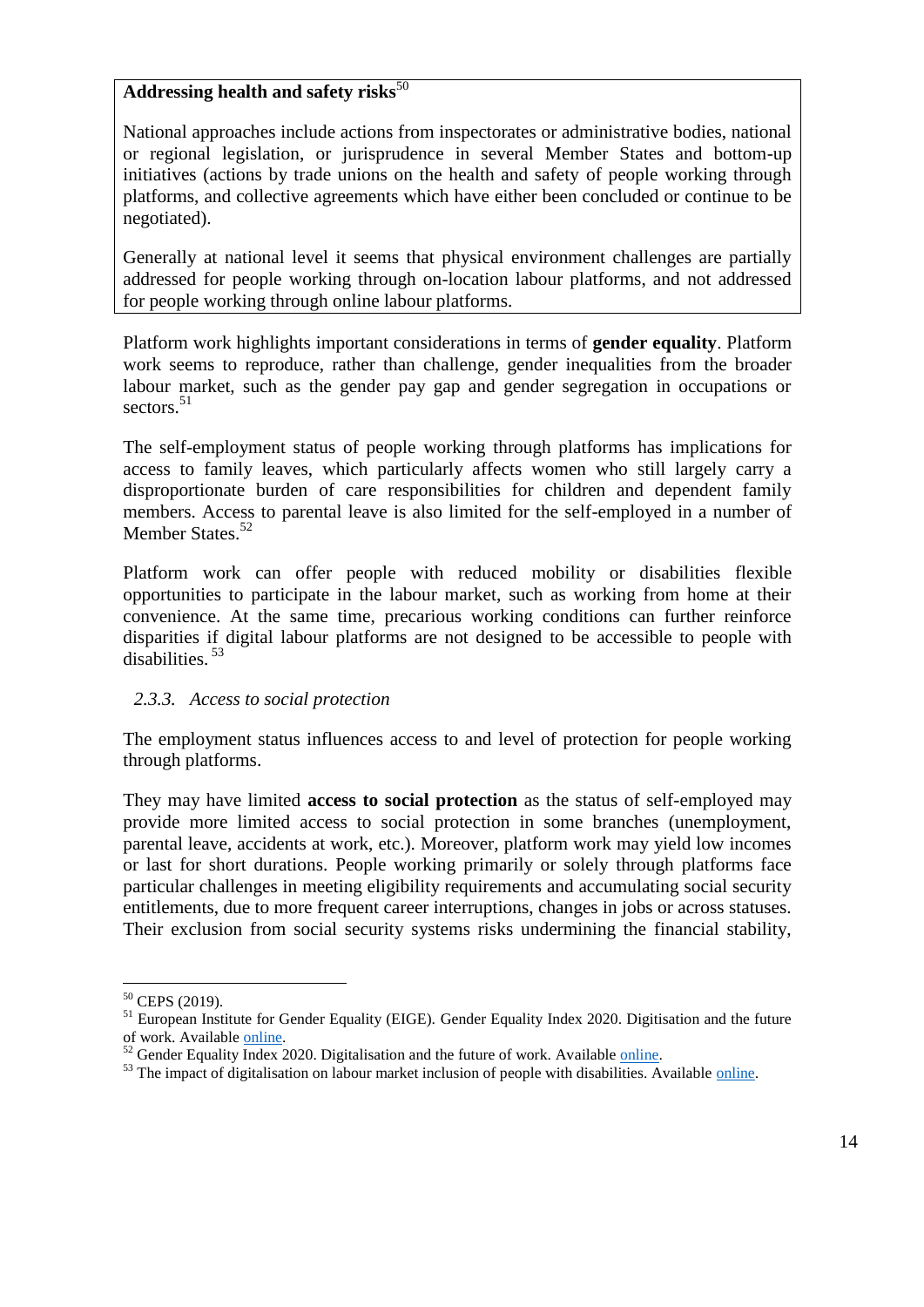**Addressing health and safety risks**[50]

National approaches include actions from inspectorates or administrative bodies, national or regional legislation, or jurisprudence in several Member States and bottom-up initiatives (actions by trade unions on the health and safety of people working through platforms, and collective agreements which have either been concluded or continue to be negotiated).

Generally at national level it seems that physical environment challenges are partially addressed for people working through on-location labour platforms, and not addressed for people working through online labour platforms.

Platform work highlights important considerations in terms of **gender equality**. Platform work seems to reproduce, rather than challenge, gender inequalities from the broader labour market, such as the gender pay gap and gender segregation in occupations or sectors.[51]

The self-employment status of people working through platforms has implications for access to family leaves, which particularly affects women who still largely carry a disproportionate burden of care responsibilities for children and dependent family members. Access to parental leave is also limited for the self-employed in a number of Member States.[52]

Platform work can offer people with reduced mobility or disabilities flexible opportunities to participate in the labour market, such as working from home at their convenience. At the same time, precarious working conditions can further reinforce disparities if digital labour platforms are not designed to be accessible to people with disabilities.[53]

### 2.3.3. *Access to social protection*

The employment status influences access to and level of protection for people working through platforms.

They may have limited **access to social protection** as the status of self-employed may provide more limited access to social protection in some branches (unemployment, parental leave, accidents at work, etc.). Moreover, platform work may yield low incomes or last for short durations. People working primarily or solely through platforms face particular challenges in meeting eligibility requirements and accumulating social security entitlements, due to more frequent career interruptions, changes in jobs or across statuses. Their exclusion from social security systems risks undermining the financial stability,

---

[50] CEPS (2019).

[51] European Institute for Gender Equality (EIGE). Gender Equality Index 2020. Digitisation and the future of work. Available online.

[52] Gender Equality Index 2020. Digitalisation and the future of work. Available online.

[53] The impact of digitalisation on labour market inclusion of people with disabilities. Available online.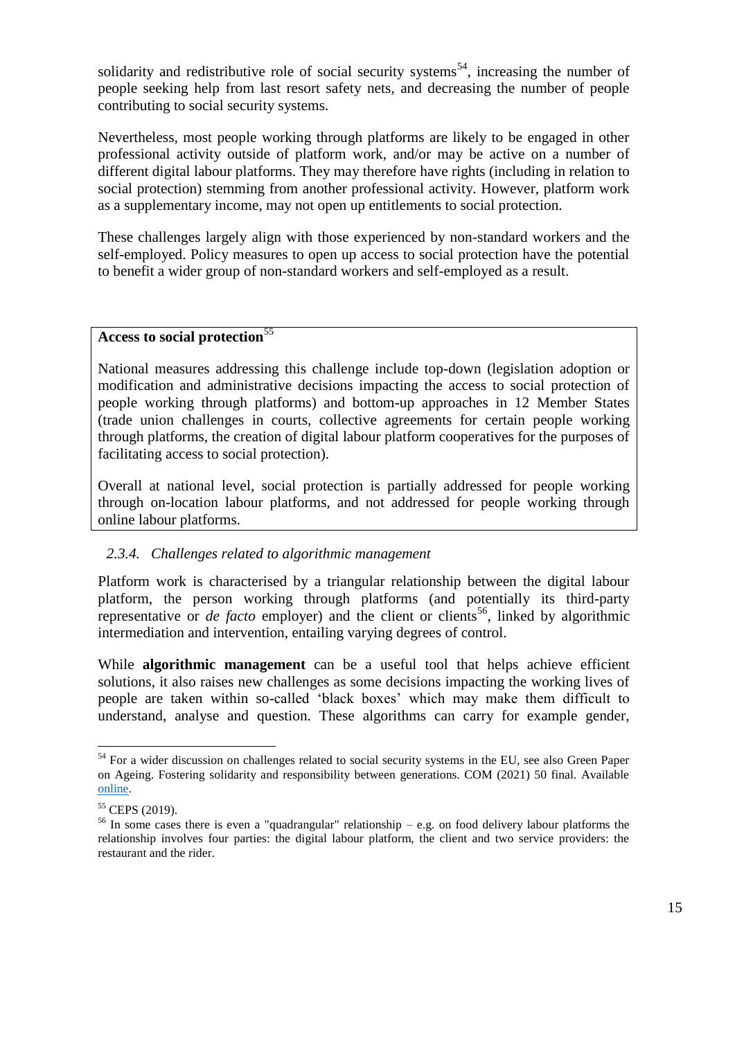solidarity and redistributive role of social security systems[54], increasing the number of people seeking help from last resort safety nets, and decreasing the number of people contributing to social security systems.

Nevertheless, most people working through platforms are likely to be engaged in other professional activity outside of platform work, and/or may be active on a number of different digital labour platforms. They may therefore have rights (including in relation to social protection) stemming from another professional activity. However, platform work as a supplementary income, may not open up entitlements to social protection.

These challenges largely align with those experienced by non-standard workers and the self-employed. Policy measures to open up access to social protection have the potential to benefit a wider group of non-standard workers and self-employed as a result.

**Access to social protection**[55]

National measures addressing this challenge include top-down (legislation adoption or modification and administrative decisions impacting the access to social protection of people working through platforms) and bottom-up approaches in 12 Member States (trade union challenges in courts, collective agreements for certain people working through platforms, the creation of digital labour platform cooperatives for the purposes of facilitating access to social protection).

Overall at national level, social protection is partially addressed for people working through on-location labour platforms, and not addressed for people working through online labour platforms.

### *2.3.4. Challenges related to algorithmic management*

Platform work is characterised by a triangular relationship between the digital labour platform, the person working through platforms (and potentially its third-party representative or *de facto* employer) and the client or clients[56], linked by algorithmic intermediation and intervention, entailing varying degrees of control.

While **algorithmic management** can be a useful tool that helps achieve efficient solutions, it also raises new challenges as some decisions impacting the working lives of people are taken within so-called 'black boxes' which may make them difficult to understand, analyse and question. These algorithms can carry for example gender,

---

[54] For a wider discussion on challenges related to social security systems in the EU, see also Green Paper on Ageing. Fostering solidarity and responsibility between generations. COM (2021) 50 final. Available online.

[55] CEPS (2019).

[56] In some cases there is even a "quadrangular" relationship – e.g. on food delivery labour platforms the relationship involves four parties: the digital labour platform, the client and two service providers: the restaurant and the rider.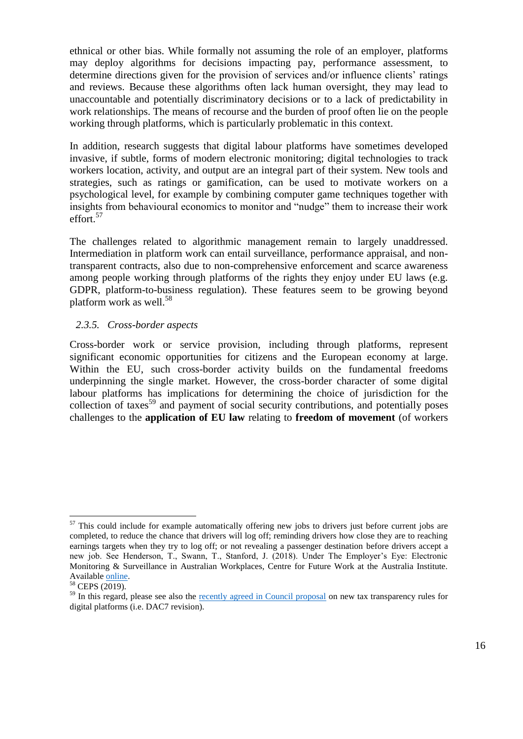ethnical or other bias. While formally not assuming the role of an employer, platforms may deploy algorithms for decisions impacting pay, performance assessment, to determine directions given for the provision of services and/or influence clients' ratings and reviews. Because these algorithms often lack human oversight, they may lead to unaccountable and potentially discriminatory decisions or to a lack of predictability in work relationships. The means of recourse and the burden of proof often lie on the people working through platforms, which is particularly problematic in this context.

In addition, research suggests that digital labour platforms have sometimes developed invasive, if subtle, forms of modern electronic monitoring; digital technologies to track workers location, activity, and output are an integral part of their system. New tools and strategies, such as ratings or gamification, can be used to motivate workers on a psychological level, for example by combining computer game techniques together with insights from behavioural economics to monitor and "nudge" them to increase their work effort.[57]

The challenges related to algorithmic management remain to largely unaddressed. Intermediation in platform work can entail surveillance, performance appraisal, and non-transparent contracts, also due to non-comprehensive enforcement and scarce awareness among people working through platforms of the rights they enjoy under EU laws (e.g. GDPR, platform-to-business regulation). These features seem to be growing beyond platform work as well.[58]

### 2.3.5. *Cross-border aspects*

Cross-border work or service provision, including through platforms, represent significant economic opportunities for citizens and the European economy at large. Within the EU, such cross-border activity builds on the fundamental freedoms underpinning the single market. However, the cross-border character of some digital labour platforms has implications for determining the choice of jurisdiction for the collection of taxes[59] and payment of social security contributions, and potentially poses challenges to the **application of EU law** relating to **freedom of movement** (of workers

---

[57] This could include for example automatically offering new jobs to drivers just before current jobs are completed, to reduce the chance that drivers will log off; reminding drivers how close they are to reaching earnings targets when they try to log off; or not revealing a passenger destination before drivers accept a new job. See Henderson, T., Swann, T., Stanford, J. (2018). Under The Employer's Eye: Electronic Monitoring & Surveillance in Australian Workplaces, Centre for Future Work at the Australia Institute. Available online.

[58] CEPS (2019).

[59] In this regard, please see also the recently agreed in Council proposal on new tax transparency rules for digital platforms (i.e. DAC7 revision).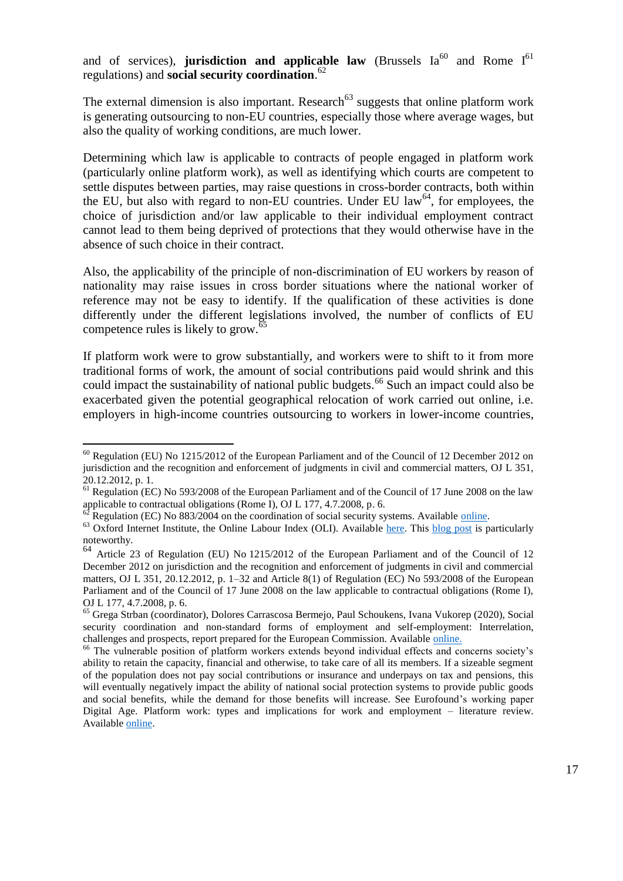and of services), **jurisdiction and applicable law** (Brussels Ia[60] and Rome I[61] regulations) and **social security coordination**.[62]

The external dimension is also important. Research[63] suggests that online platform work is generating outsourcing to non-EU countries, especially those where average wages, but also the quality of working conditions, are much lower.

Determining which law is applicable to contracts of people engaged in platform work (particularly online platform work), as well as identifying which courts are competent to settle disputes between parties, may raise questions in cross-border contracts, both within the EU, but also with regard to non-EU countries. Under EU law[64], for employees, the choice of jurisdiction and/or law applicable to their individual employment contract cannot lead to them being deprived of protections that they would otherwise have in the absence of such choice in their contract.

Also, the applicability of the principle of non-discrimination of EU workers by reason of nationality may raise issues in cross border situations where the national worker of reference may not be easy to identify. If the qualification of these activities is done differently under the different legislations involved, the number of conflicts of EU competence rules is likely to grow.[65]

If platform work were to grow substantially, and workers were to shift to it from more traditional forms of work, the amount of social contributions paid would shrink and this could impact the sustainability of national public budgets.[66] Such an impact could also be exacerbated given the potential geographical relocation of work carried out online, i.e. employers in high-income countries outsourcing to workers in lower-income countries,

---

[60] Regulation (EU) No 1215/2012 of the European Parliament and of the Council of 12 December 2012 on jurisdiction and the recognition and enforcement of judgments in civil and commercial matters, OJ L 351, 20.12.2012, p. 1.

[61] Regulation (EC) No 593/2008 of the European Parliament and of the Council of 17 June 2008 on the law applicable to contractual obligations (Rome I), OJ L 177, 4.7.2008, p. 6.

[62] Regulation (EC) No 883/2004 on the coordination of social security systems. Available online.

[63] Oxford Internet Institute, the Online Labour Index (OLI). Available here. This blog post is particularly noteworthy.

[64] Article 23 of Regulation (EU) No 1215/2012 of the European Parliament and of the Council of 12 December 2012 on jurisdiction and the recognition and enforcement of judgments in civil and commercial matters, OJ L 351, 20.12.2012, p. 1–32 and Article 8(1) of Regulation (EC) No 593/2008 of the European Parliament and of the Council of 17 June 2008 on the law applicable to contractual obligations (Rome I), OJ L 177, 4.7.2008, p. 6.

[65] Grega Strban (coordinator), Dolores Carrascosa Bermejo, Paul Schoukens, Ivana Vukorep (2020), Social security coordination and non-standard forms of employment and self-employment: Interrelation, challenges and prospects, report prepared for the European Commission. Available online.

[66] The vulnerable position of platform workers extends beyond individual effects and concerns society's ability to retain the capacity, financial and otherwise, to take care of all its members. If a sizeable segment of the population does not pay social contributions or insurance and underpays on tax and pensions, this will eventually negatively impact the ability of national social protection systems to provide public goods and social benefits, while the demand for those benefits will increase. See Eurofound's working paper Digital Age. Platform work: types and implications for work and employment – literature review. Available online.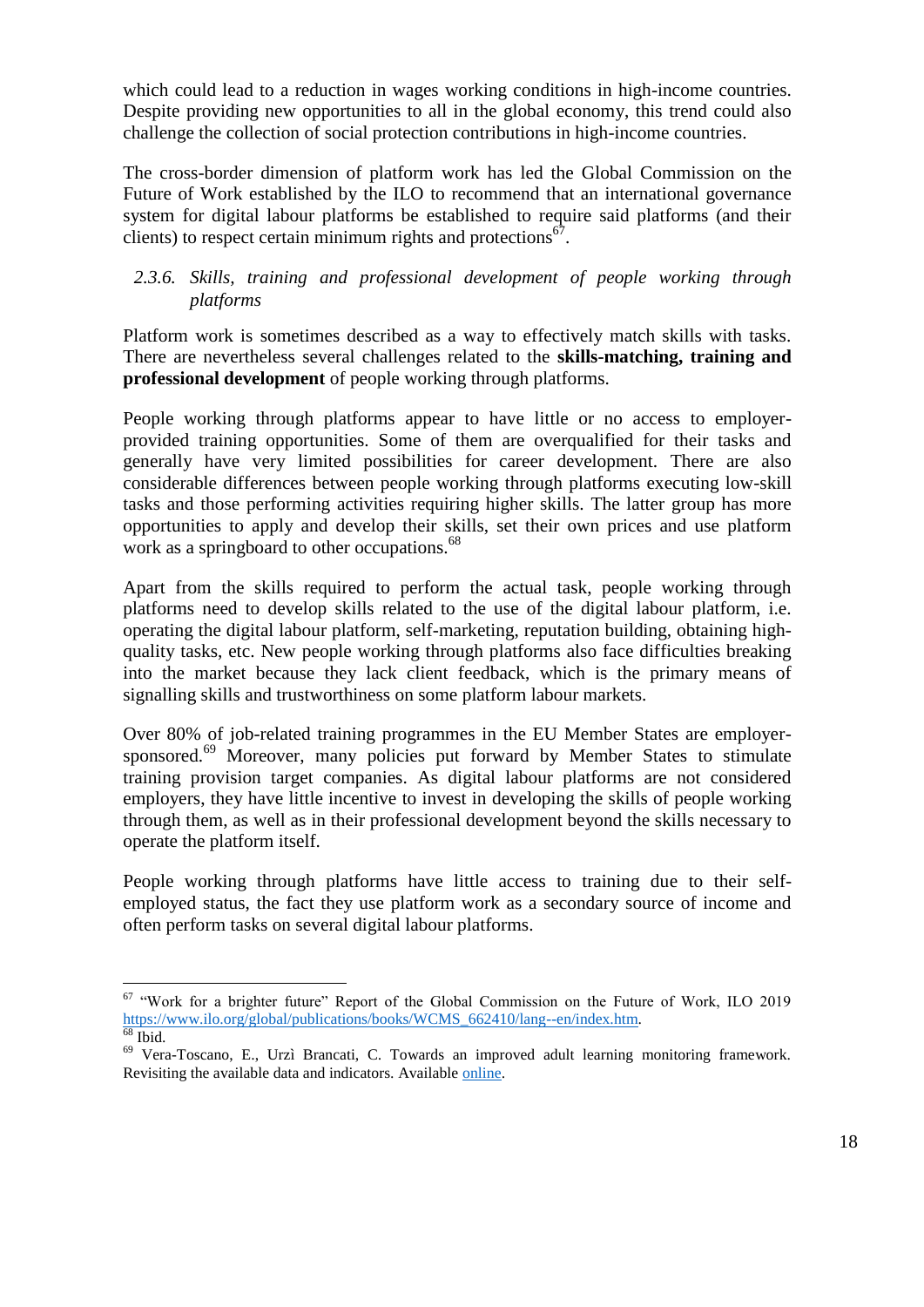which could lead to a reduction in wages working conditions in high-income countries. Despite providing new opportunities to all in the global economy, this trend could also challenge the collection of social protection contributions in high-income countries.

The cross-border dimension of platform work has led the Global Commission on the Future of Work established by the ILO to recommend that an international governance system for digital labour platforms be established to require said platforms (and their clients) to respect certain minimum rights and protections[67].

#### *2.3.6. Skills, training and professional development of people working through platforms*

Platform work is sometimes described as a way to effectively match skills with tasks. There are nevertheless several challenges related to the **skills-matching, training and professional development** of people working through platforms.

People working through platforms appear to have little or no access to employer-provided training opportunities. Some of them are overqualified for their tasks and generally have very limited possibilities for career development. There are also considerable differences between people working through platforms executing low-skill tasks and those performing activities requiring higher skills. The latter group has more opportunities to apply and develop their skills, set their own prices and use platform work as a springboard to other occupations.[68]

Apart from the skills required to perform the actual task, people working through platforms need to develop skills related to the use of the digital labour platform, i.e. operating the digital labour platform, self-marketing, reputation building, obtaining high-quality tasks, etc. New people working through platforms also face difficulties breaking into the market because they lack client feedback, which is the primary means of signalling skills and trustworthiness on some platform labour markets.

Over 80% of job-related training programmes in the EU Member States are employer-sponsored.[69] Moreover, many policies put forward by Member States to stimulate training provision target companies. As digital labour platforms are not considered employers, they have little incentive to invest in developing the skills of people working through them, as well as in their professional development beyond the skills necessary to operate the platform itself.

People working through platforms have little access to training due to their self-employed status, the fact they use platform work as a secondary source of income and often perform tasks on several digital labour platforms.

---

[67] "Work for a brighter future" Report of the Global Commission on the Future of Work, ILO 2019 https://www.ilo.org/global/publications/books/WCMS_662410/lang--en/index.htm.

[68] Ibid.

[69] Vera-Toscano, E., Urzì Brancati, C. Towards an improved adult learning monitoring framework. Revisiting the available data and indicators. Available online.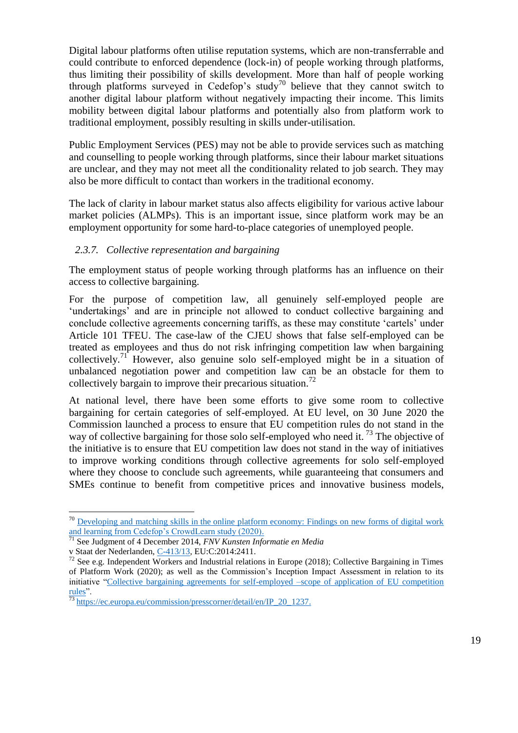Digital labour platforms often utilise reputation systems, which are non-transferrable and could contribute to enforced dependence (lock-in) of people working through platforms, thus limiting their possibility of skills development. More than half of people working through platforms surveyed in Cedefop's study[70] believe that they cannot switch to another digital labour platform without negatively impacting their income. This limits mobility between digital labour platforms and potentially also from platform work to traditional employment, possibly resulting in skills under-utilisation.

Public Employment Services (PES) may not be able to provide services such as matching and counselling to people working through platforms, since their labour market situations are unclear, and they may not meet all the conditionality related to job search. They may also be more difficult to contact than workers in the traditional economy.

The lack of clarity in labour market status also affects eligibility for various active labour market policies (ALMPs). This is an important issue, since platform work may be an employment opportunity for some hard-to-place categories of unemployed people.

### *2.3.7. Collective representation and bargaining*

The employment status of people working through platforms has an influence on their access to collective bargaining.

For the purpose of competition law, all genuinely self-employed people are 'undertakings' and are in principle not allowed to conduct collective bargaining and conclude collective agreements concerning tariffs, as these may constitute 'cartels' under Article 101 TFEU. The case-law of the CJEU shows that false self-employed can be treated as employees and thus do not risk infringing competition law when bargaining collectively.[71] However, also genuine solo self-employed might be in a situation of unbalanced negotiation power and competition law can be an obstacle for them to collectively bargain to improve their precarious situation.[72]

At national level, there have been some efforts to give some room to collective bargaining for certain categories of self-employed. At EU level, on 30 June 2020 the Commission launched a process to ensure that EU competition rules do not stand in the way of collective bargaining for those solo self-employed who need it. [73] The objective of the initiative is to ensure that EU competition law does not stand in the way of initiatives to improve working conditions through collective agreements for solo self-employed where they choose to conclude such agreements, while guaranteeing that consumers and SMEs continue to benefit from competitive prices and innovative business models,

---

[70] Developing and matching skills in the online platform economy: Findings on new forms of digital work and learning from Cedefop's CrowdLearn study (2020).

[71] See Judgment of 4 December 2014, *FNV Kunsten Informatie en Media* v Staat der Nederlanden, C-413/13, EU:C:2014:2411.

[72] See e.g. Independent Workers and Industrial relations in Europe (2018); Collective Bargaining in Times of Platform Work (2020); as well as the Commission's Inception Impact Assessment in relation to its initiative "Collective bargaining agreements for self-employed –scope of application of EU competition rules".

[73] https://ec.europa.eu/commission/presscorner/detail/en/IP_20_1237.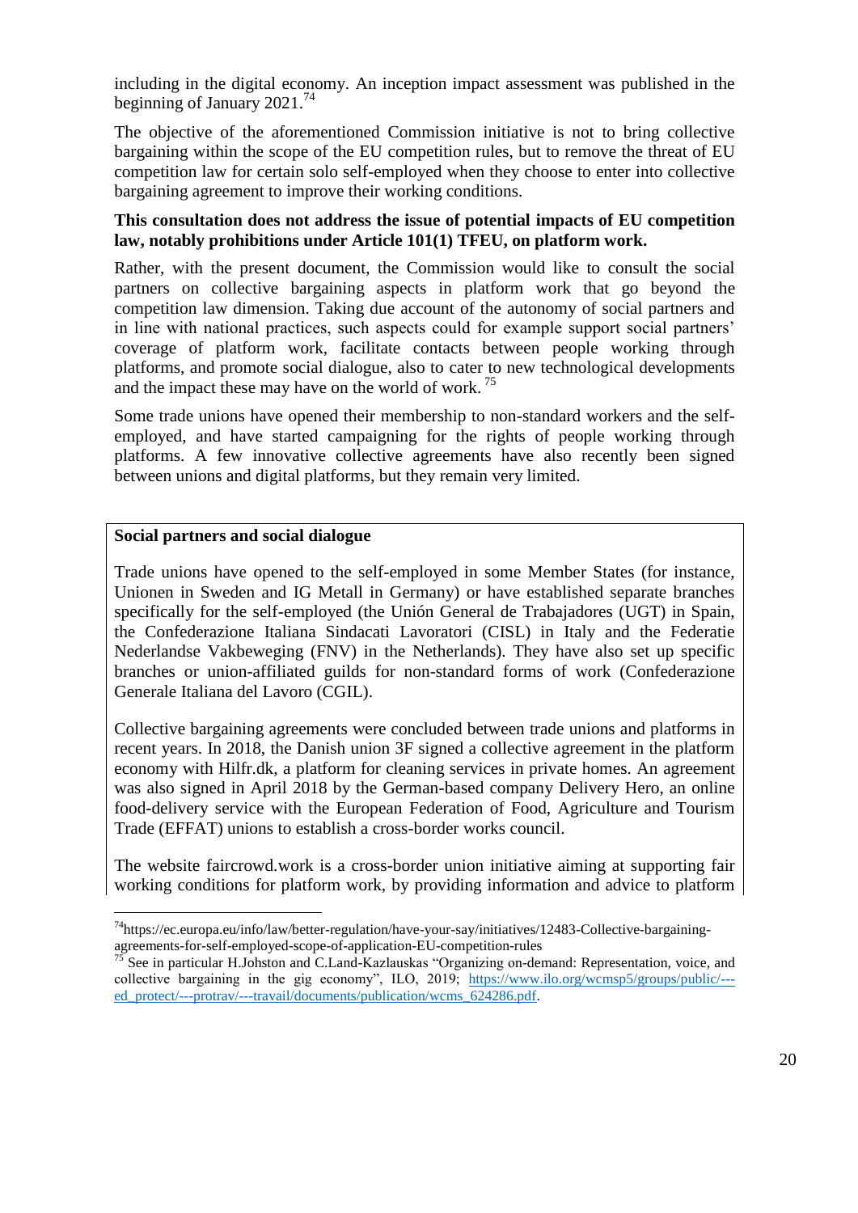including in the digital economy. An inception impact assessment was published in the beginning of January 2021.[74]

The objective of the aforementioned Commission initiative is not to bring collective bargaining within the scope of the EU competition rules, but to remove the threat of EU competition law for certain solo self-employed when they choose to enter into collective bargaining agreement to improve their working conditions.

**This consultation does not address the issue of potential impacts of EU competition law, notably prohibitions under Article 101(1) TFEU, on platform work.**

Rather, with the present document, the Commission would like to consult the social partners on collective bargaining aspects in platform work that go beyond the competition law dimension. Taking due account of the autonomy of social partners and in line with national practices, such aspects could for example support social partners' coverage of platform work, facilitate contacts between people working through platforms, and promote social dialogue, also to cater to new technological developments and the impact these may have on the world of work.[75]

Some trade unions have opened their membership to non-standard workers and the self-employed, and have started campaigning for the rights of people working through platforms. A few innovative collective agreements have also recently been signed between unions and digital platforms, but they remain very limited.

**Social partners and social dialogue**

Trade unions have opened to the self-employed in some Member States (for instance, Unionen in Sweden and IG Metall in Germany) or have established separate branches specifically for the self-employed (the Unión General de Trabajadores (UGT) in Spain, the Confederazione Italiana Sindacati Lavoratori (CISL) in Italy and the Federatie Nederlandse Vakbeweging (FNV) in the Netherlands). They have also set up specific branches or union-affiliated guilds for non-standard forms of work (Confederazione Generale Italiana del Lavoro (CGIL).

Collective bargaining agreements were concluded between trade unions and platforms in recent years. In 2018, the Danish union 3F signed a collective agreement in the platform economy with Hilfr.dk, a platform for cleaning services in private homes. An agreement was also signed in April 2018 by the German-based company Delivery Hero, an online food-delivery service with the European Federation of Food, Agriculture and Tourism Trade (EFFAT) unions to establish a cross-border works council.

The website faircrowd.work is a cross-border union initiative aiming at supporting fair working conditions for platform work, by providing information and advice to platform

---

[74] https://ec.europa.eu/info/law/better-regulation/have-your-say/initiatives/12483-Collective-bargaining-agreements-for-self-employed-scope-of-application-EU-competition-rules

[75] See in particular H.Johston and C.Land-Kazlauskas "Organizing on-demand: Representation, voice, and collective bargaining in the gig economy", ILO, 2019; https://www.ilo.org/wcmsp5/groups/public/---ed_protect/---protrav/---travail/documents/publication/wcms_624286.pdf.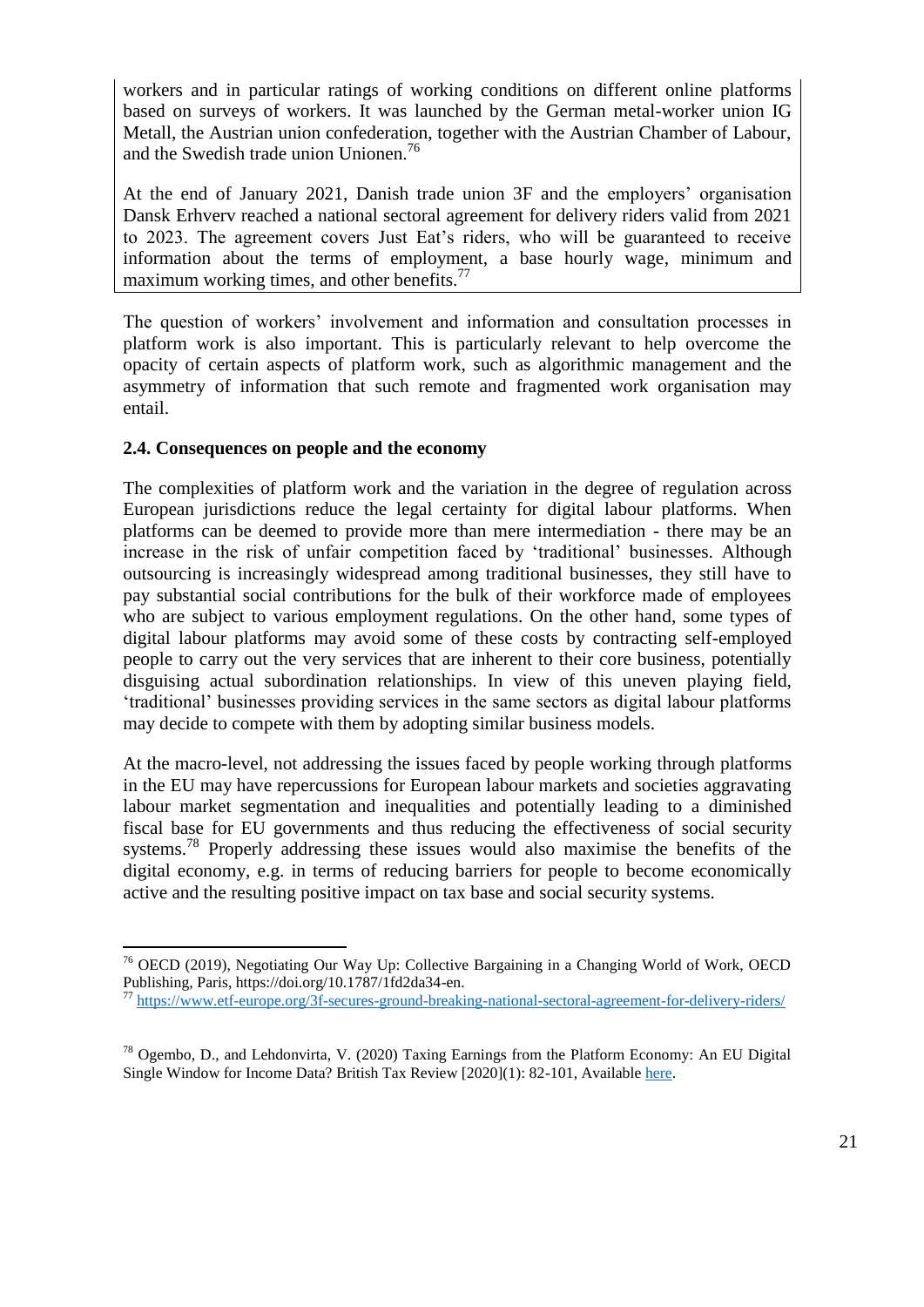workers and in particular ratings of working conditions on different online platforms based on surveys of workers. It was launched by the German metal-worker union IG Metall, the Austrian union confederation, together with the Austrian Chamber of Labour, and the Swedish trade union Unionen.[76]

At the end of January 2021, Danish trade union 3F and the employers' organisation Dansk Erhverv reached a national sectoral agreement for delivery riders valid from 2021 to 2023. The agreement covers Just Eat's riders, who will be guaranteed to receive information about the terms of employment, a base hourly wage, minimum and maximum working times, and other benefits.[77]

The question of workers' involvement and information and consultation processes in platform work is also important. This is particularly relevant to help overcome the opacity of certain aspects of platform work, such as algorithmic management and the asymmetry of information that such remote and fragmented work organisation may entail.

### 2.4. Consequences on people and the economy

The complexities of platform work and the variation in the degree of regulation across European jurisdictions reduce the legal certainty for digital labour platforms. When platforms can be deemed to provide more than mere intermediation - there may be an increase in the risk of unfair competition faced by 'traditional' businesses. Although outsourcing is increasingly widespread among traditional businesses, they still have to pay substantial social contributions for the bulk of their workforce made of employees who are subject to various employment regulations. On the other hand, some types of digital labour platforms may avoid some of these costs by contracting self-employed people to carry out the very services that are inherent to their core business, potentially disguising actual subordination relationships. In view of this uneven playing field, 'traditional' businesses providing services in the same sectors as digital labour platforms may decide to compete with them by adopting similar business models.

At the macro-level, not addressing the issues faced by people working through platforms in the EU may have repercussions for European labour markets and societies aggravating labour market segmentation and inequalities and potentially leading to a diminished fiscal base for EU governments and thus reducing the effectiveness of social security systems.[78] Properly addressing these issues would also maximise the benefits of the digital economy, e.g. in terms of reducing barriers for people to become economically active and the resulting positive impact on tax base and social security systems.

---

[76] OECD (2019), Negotiating Our Way Up: Collective Bargaining in a Changing World of Work, OECD Publishing, Paris, https://doi.org/10.1787/1fd2da34-en.

[77] https://www.etf-europe.org/3f-secures-ground-breaking-national-sectoral-agreement-for-delivery-riders/

[78] Ogembo, D., and Lehdonvirta, V. (2020) Taxing Earnings from the Platform Economy: An EU Digital Single Window for Income Data? British Tax Review [2020](1): 82-101, Available here.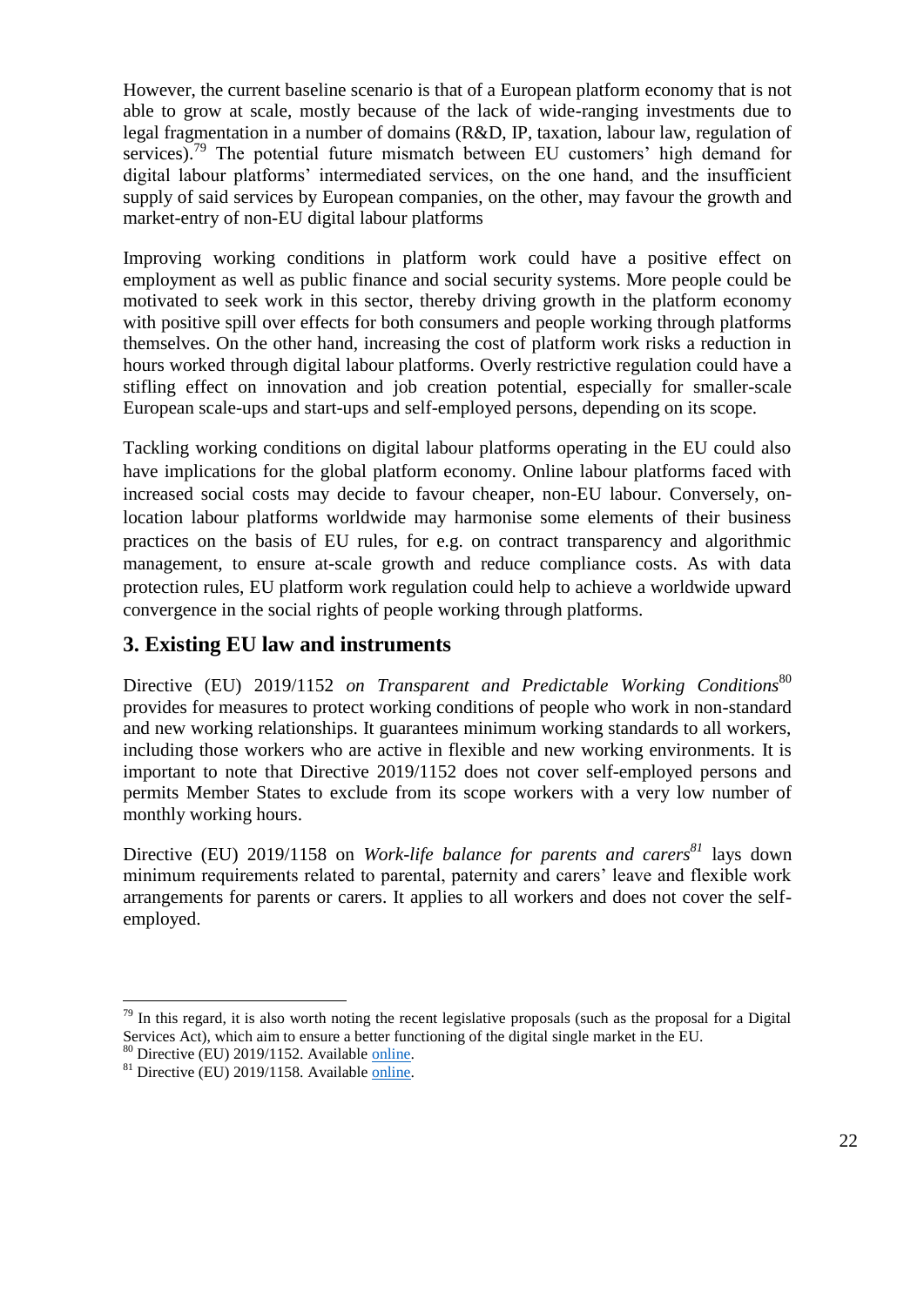However, the current baseline scenario is that of a European platform economy that is not able to grow at scale, mostly because of the lack of wide-ranging investments due to legal fragmentation in a number of domains (R&D, IP, taxation, labour law, regulation of services).[79] The potential future mismatch between EU customers' high demand for digital labour platforms' intermediated services, on the one hand, and the insufficient supply of said services by European companies, on the other, may favour the growth and market-entry of non-EU digital labour platforms

Improving working conditions in platform work could have a positive effect on employment as well as public finance and social security systems. More people could be motivated to seek work in this sector, thereby driving growth in the platform economy with positive spill over effects for both consumers and people working through platforms themselves. On the other hand, increasing the cost of platform work risks a reduction in hours worked through digital labour platforms. Overly restrictive regulation could have a stifling effect on innovation and job creation potential, especially for smaller-scale European scale-ups and start-ups and self-employed persons, depending on its scope.

Tackling working conditions on digital labour platforms operating in the EU could also have implications for the global platform economy. Online labour platforms faced with increased social costs may decide to favour cheaper, non-EU labour. Conversely, on-location labour platforms worldwide may harmonise some elements of their business practices on the basis of EU rules, for e.g. on contract transparency and algorithmic management, to ensure at-scale growth and reduce compliance costs. As with data protection rules, EU platform work regulation could help to achieve a worldwide upward convergence in the social rights of people working through platforms.

## 3. Existing EU law and instruments

Directive (EU) 2019/1152 *on Transparent and Predictable Working Conditions*[80] provides for measures to protect working conditions of people who work in non-standard and new working relationships. It guarantees minimum working standards to all workers, including those workers who are active in flexible and new working environments. It is important to note that Directive 2019/1152 does not cover self-employed persons and permits Member States to exclude from its scope workers with a very low number of monthly working hours.

Directive (EU) 2019/1158 on *Work-life balance for parents and carers*[81] lays down minimum requirements related to parental, paternity and carers' leave and flexible work arrangements for parents or carers. It applies to all workers and does not cover the self-employed.

---

[79] In this regard, it is also worth noting the recent legislative proposals (such as the proposal for a Digital Services Act), which aim to ensure a better functioning of the digital single market in the EU.

[80] Directive (EU) 2019/1152. Available online.

[81] Directive (EU) 2019/1158. Available online.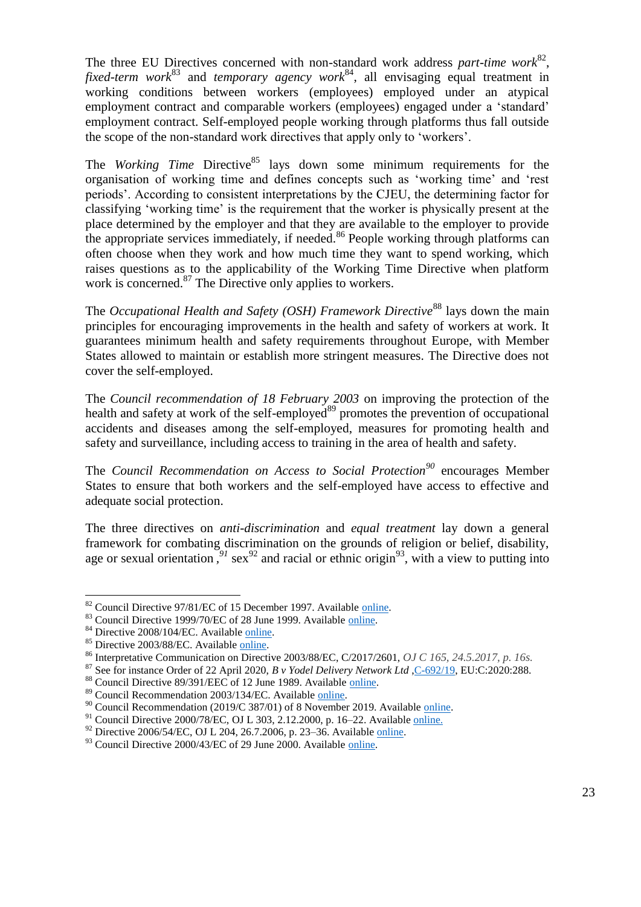The three EU Directives concerned with non-standard work address *part-time work*[82], *fixed-term work*[83] and *temporary agency work*[84], all envisaging equal treatment in working conditions between workers (employees) employed under an atypical employment contract and comparable workers (employees) engaged under a 'standard' employment contract. Self-employed people working through platforms thus fall outside the scope of the non-standard work directives that apply only to 'workers'.

The *Working Time* Directive[85] lays down some minimum requirements for the organisation of working time and defines concepts such as 'working time' and 'rest periods'. According to consistent interpretations by the CJEU, the determining factor for classifying 'working time' is the requirement that the worker is physically present at the place determined by the employer and that they are available to the employer to provide the appropriate services immediately, if needed.[86] People working through platforms can often choose when they work and how much time they want to spend working, which raises questions as to the applicability of the Working Time Directive when platform work is concerned.[87] The Directive only applies to workers.

The *Occupational Health and Safety (OSH) Framework Directive*[88] lays down the main principles for encouraging improvements in the health and safety of workers at work. It guarantees minimum health and safety requirements throughout Europe, with Member States allowed to maintain or establish more stringent measures. The Directive does not cover the self-employed.

The *Council recommendation of 18 February 2003* on improving the protection of the health and safety at work of the self-employed[89] promotes the prevention of occupational accidents and diseases among the self-employed, measures for promoting health and safety and surveillance, including access to training in the area of health and safety.

The *Council Recommendation on Access to Social Protection*[90] encourages Member States to ensure that both workers and the self-employed have access to effective and adequate social protection.

The three directives on *anti-discrimination* and *equal treatment* lay down a general framework for combating discrimination on the grounds of religion or belief, disability, age or sexual orientation ,[91] sex[92] and racial or ethnic origin[93], with a view to putting into

---

[82] Council Directive 97/81/EC of 15 December 1997. Available online.

[83] Council Directive 1999/70/EC of 28 June 1999. Available online.

[84] Directive 2008/104/EC. Available online.

[85] Directive 2003/88/EC. Available online.

[86] Interpretative Communication on Directive 2003/88/EC, C/2017/2601, *OJ C 165, 24.5.2017, p. 16s.*

[87] See for instance Order of 22 April 2020, *B v Yodel Delivery Network Ltd* ,C-692/19, EU:C:2020:288.

[88] Council Directive 89/391/EEC of 12 June 1989. Available online.

[89] Council Recommendation 2003/134/EC. Available online.

[90] Council Recommendation (2019/C 387/01) of 8 November 2019. Available online.

[91] Council Directive 2000/78/EC, OJ L 303, 2.12.2000, p. 16–22. Available online.

[92] Directive 2006/54/EC, OJ L 204, 26.7.2006, p. 23–36. Available online.

[93] Council Directive 2000/43/EC of 29 June 2000. Available online.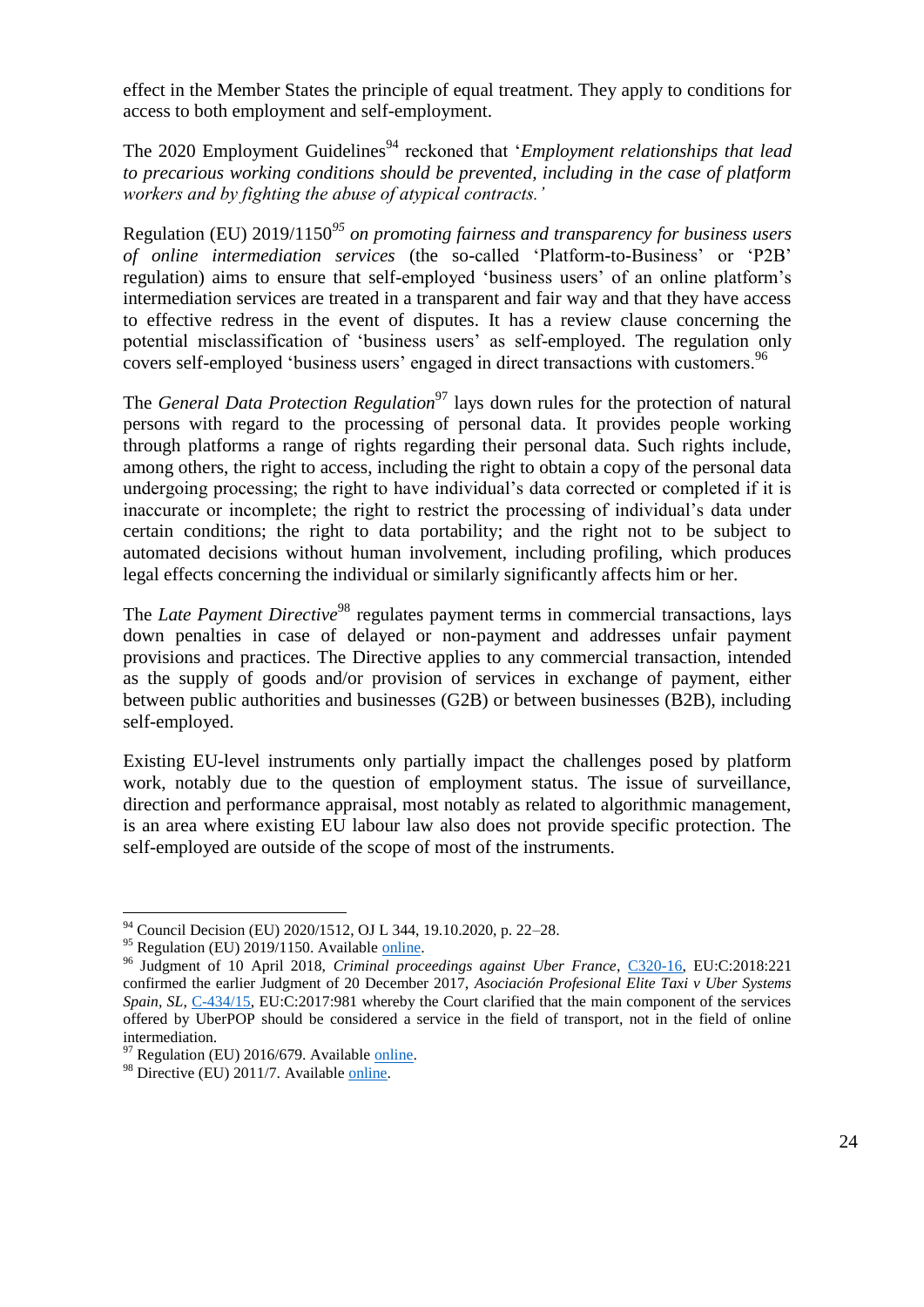effect in the Member States the principle of equal treatment. They apply to conditions for access to both employment and self-employment.

The 2020 Employment Guidelines[94] reckoned that '*Employment relationships that lead to precarious working conditions should be prevented, including in the case of platform workers and by fighting the abuse of atypical contracts.*'

Regulation (EU) 2019/1150[95] *on promoting fairness and transparency for business users of online intermediation services* (the so-called 'Platform-to-Business' or 'P2B' regulation) aims to ensure that self-employed 'business users' of an online platform's intermediation services are treated in a transparent and fair way and that they have access to effective redress in the event of disputes. It has a review clause concerning the potential misclassification of 'business users' as self-employed. The regulation only covers self-employed 'business users' engaged in direct transactions with customers.[96]

The *General Data Protection Regulation*[97] lays down rules for the protection of natural persons with regard to the processing of personal data. It provides people working through platforms a range of rights regarding their personal data. Such rights include, among others, the right to access, including the right to obtain a copy of the personal data undergoing processing; the right to have individual's data corrected or completed if it is inaccurate or incomplete; the right to restrict the processing of individual's data under certain conditions; the right to data portability; and the right not to be subject to automated decisions without human involvement, including profiling, which produces legal effects concerning the individual or similarly significantly affects him or her.

The *Late Payment Directive*[98] regulates payment terms in commercial transactions, lays down penalties in case of delayed or non-payment and addresses unfair payment provisions and practices. The Directive applies to any commercial transaction, intended as the supply of goods and/or provision of services in exchange of payment, either between public authorities and businesses (G2B) or between businesses (B2B), including self-employed.

Existing EU-level instruments only partially impact the challenges posed by platform work, notably due to the question of employment status. The issue of surveillance, direction and performance appraisal, most notably as related to algorithmic management, is an area where existing EU labour law also does not provide specific protection. The self-employed are outside of the scope of most of the instruments.

---

[94] Council Decision (EU) 2020/1512, OJ L 344, 19.10.2020, p. 22–28.

[95] Regulation (EU) 2019/1150. Available online.

[96] Judgment of 10 April 2018, *Criminal proceedings against Uber France*, C320-16, EU:C:2018:221 confirmed the earlier Judgment of 20 December 2017, *Asociación Profesional Elite Taxi v Uber Systems Spain, SL*, C-434/15, EU:C:2017:981 whereby the Court clarified that the main component of the services offered by UberPOP should be considered a service in the field of transport, not in the field of online intermediation.

[97] Regulation (EU) 2016/679. Available online.

[98] Directive (EU) 2011/7. Available online.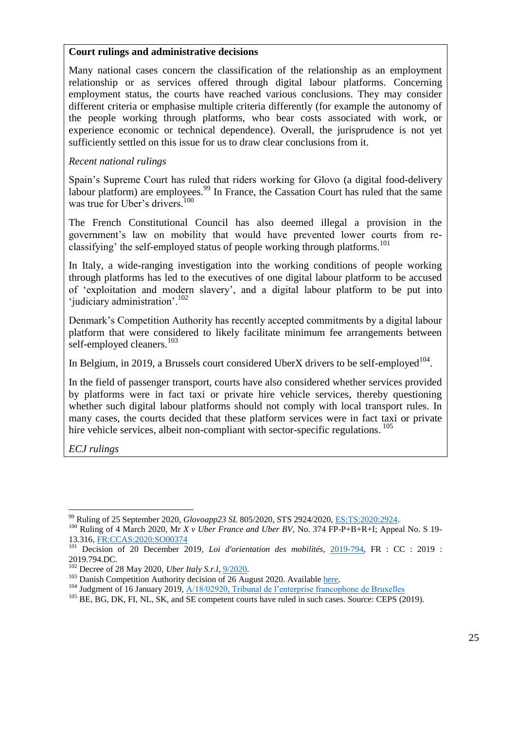**Court rulings and administrative decisions**

Many national cases concern the classification of the relationship as an employment relationship or as services offered through digital labour platforms. Concerning employment status, the courts have reached various conclusions. They may consider different criteria or emphasise multiple criteria differently (for example the autonomy of the people working through platforms, who bear costs associated with work, or experience economic or technical dependence). Overall, the jurisprudence is not yet sufficiently settled on this issue for us to draw clear conclusions from it.

*Recent national rulings*

Spain's Supreme Court has ruled that riders working for Glovo (a digital food-delivery labour platform) are employees.[99] In France, the Cassation Court has ruled that the same was true for Uber's drivers.[100]

The French Constitutional Council has also deemed illegal a provision in the government's law on mobility that would have prevented lower courts from 're-classifying' the self-employed status of people working through platforms.[101]

In Italy, a wide-ranging investigation into the working conditions of people working through platforms has led to the executives of one digital labour platform to be accused of 'exploitation and modern slavery', and a digital labour platform to be put into 'judiciary administration'.[102]

Denmark's Competition Authority has recently accepted commitments by a digital labour platform that were considered to likely facilitate minimum fee arrangements between self-employed cleaners.[103]

In Belgium, in 2019, a Brussels court considered UberX drivers to be self-employed[104].

In the field of passenger transport, courts have also considered whether services provided by platforms were in fact taxi or private hire vehicle services, thereby questioning whether such digital labour platforms should not comply with local transport rules. In many cases, the courts decided that these platform services were in fact taxi or private hire vehicle services, albeit non-compliant with sector-specific regulations. [105]

*ECJ rulings*

---

[99] Ruling of 25 September 2020, *Glovoapp23 SL* 805/2020, STS 2924/2020, ES:TS:2020:2924.

[100] Ruling of 4 March 2020, Mr *X v Uber France and Uber BV*, No. 374 FP-P+B+R+I; Appeal No. S 19-13.316, FR:CCAS:2020:SO00374

[101] Decision of 20 December 2019, *Loi d'orientation des mobilités*, 2019-794, FR : CC : 2019 : 2019.794.DC.

[102] Decree of 28 May 2020, *Uber Italy S.r.l*, 9/2020.

[103] Danish Competition Authority decision of 26 August 2020. Available here.

[104] Judgment of 16 January 2019, A/18/02920, Tribunal de l'enterprise francophone de Bruxelles

[105] BE, BG, DK, FI, NL, SK, and SE competent courts have ruled in such cases. Source: CEPS (2019).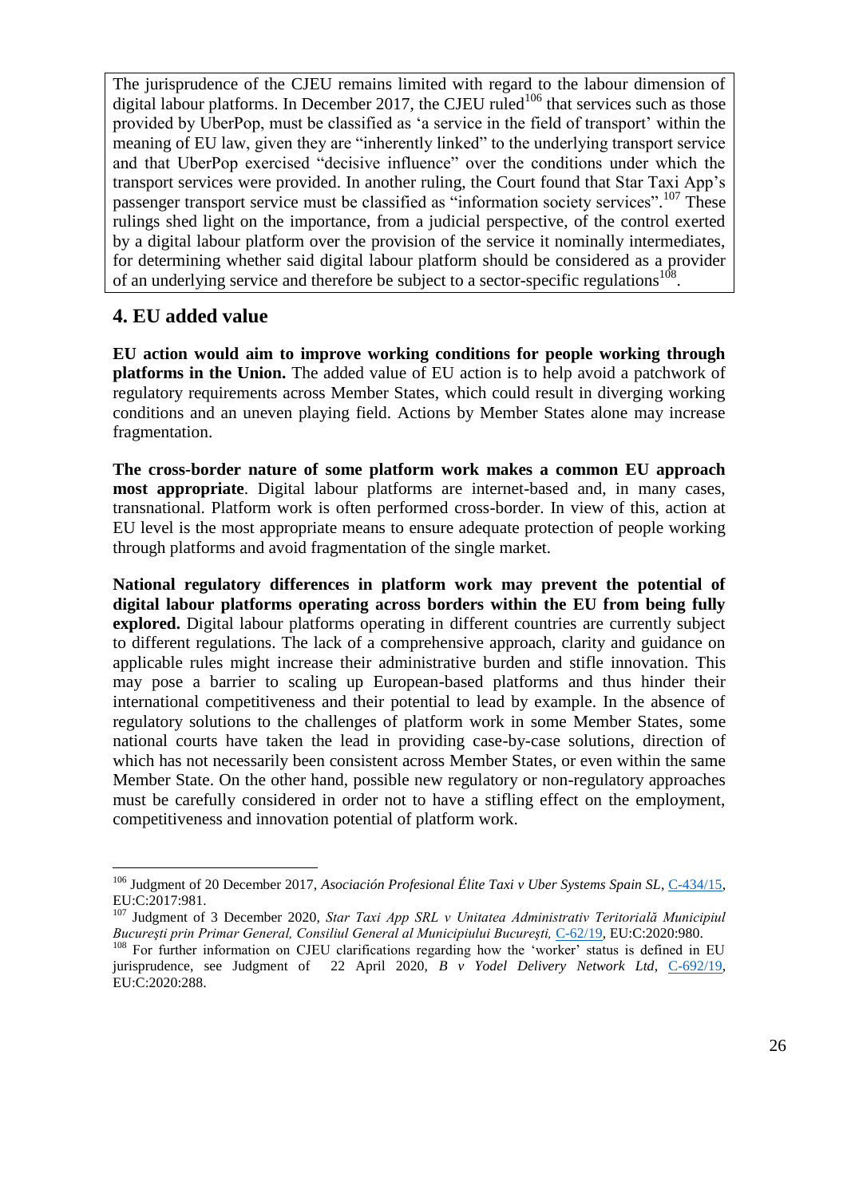The jurisprudence of the CJEU remains limited with regard to the labour dimension of digital labour platforms. In December 2017, the CJEU ruled[106] that services such as those provided by UberPop, must be classified as 'a service in the field of transport' within the meaning of EU law, given they are "inherently linked" to the underlying transport service and that UberPop exercised "decisive influence" over the conditions under which the transport services were provided. In another ruling, the Court found that Star Taxi App's passenger transport service must be classified as "information society services".[107] These rulings shed light on the importance, from a judicial perspective, of the control exerted by a digital labour platform over the provision of the service it nominally intermediates, for determining whether said digital labour platform should be considered as a provider of an underlying service and therefore be subject to a sector-specific regulations[108].

## 4. EU added value

**EU action would aim to improve working conditions for people working through platforms in the Union.** The added value of EU action is to help avoid a patchwork of regulatory requirements across Member States, which could result in diverging working conditions and an uneven playing field. Actions by Member States alone may increase fragmentation.

**The cross-border nature of some platform work makes a common EU approach most appropriate**. Digital labour platforms are internet-based and, in many cases, transnational. Platform work is often performed cross-border. In view of this, action at EU level is the most appropriate means to ensure adequate protection of people working through platforms and avoid fragmentation of the single market.

**National regulatory differences in platform work may prevent the potential of digital labour platforms operating across borders within the EU from being fully explored.** Digital labour platforms operating in different countries are currently subject to different regulations. The lack of a comprehensive approach, clarity and guidance on applicable rules might increase their administrative burden and stifle innovation. This may pose a barrier to scaling up European-based platforms and thus hinder their international competitiveness and their potential to lead by example. In the absence of regulatory solutions to the challenges of platform work in some Member States, some national courts have taken the lead in providing case-by-case solutions, direction of which has not necessarily been consistent across Member States, or even within the same Member State. On the other hand, possible new regulatory or non-regulatory approaches must be carefully considered in order not to have a stifling effect on the employment, competitiveness and innovation potential of platform work.

---

[106] Judgment of 20 December 2017, *Asociación Profesional Élite Taxi v Uber Systems Spain SL*, C-434/15, EU:C:2017:981.

[107] Judgment of 3 December 2020, *Star Taxi App SRL v Unitatea Administrativ Teritorială Municipiul Bucureşti prin Primar General, Consiliul General al Municipiului Bucureşti,* C-62/19, EU:C:2020:980.

[108] For further information on CJEU clarifications regarding how the 'worker' status is defined in EU jurisprudence, see Judgment of 22 April 2020, *B v Yodel Delivery Network Ltd*, C-692/19, EU:C:2020:288.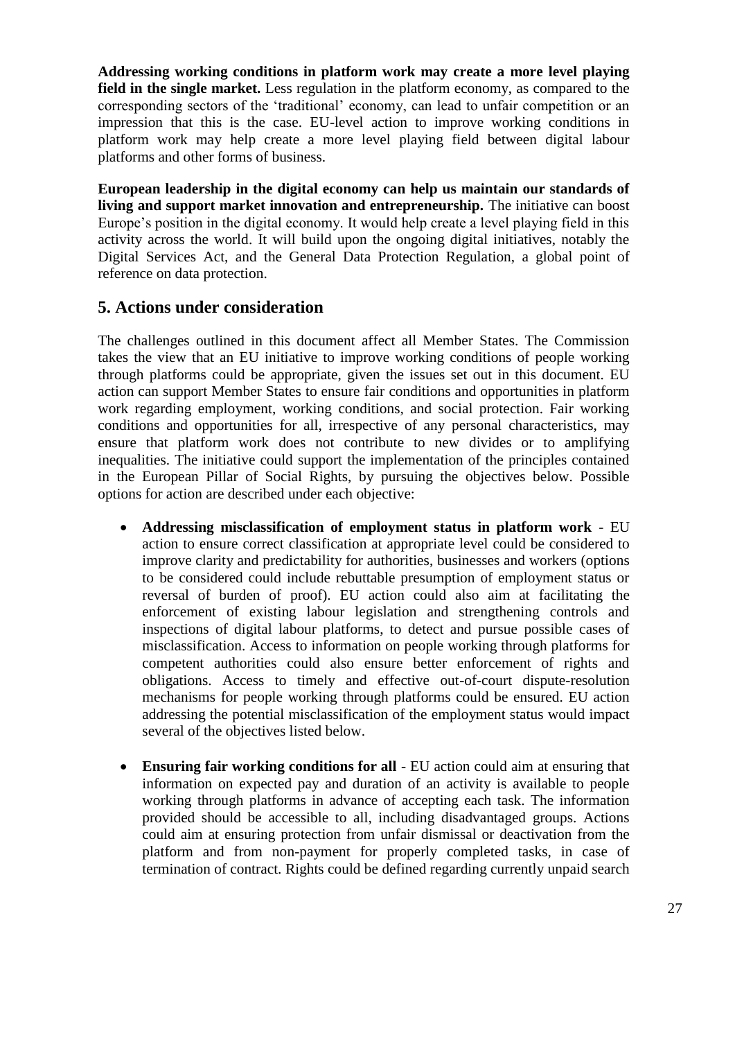**Addressing working conditions in platform work may create a more level playing field in the single market.** Less regulation in the platform economy, as compared to the corresponding sectors of the 'traditional' economy, can lead to unfair competition or an impression that this is the case. EU-level action to improve working conditions in platform work may help create a more level playing field between digital labour platforms and other forms of business.

**European leadership in the digital economy can help us maintain our standards of living and support market innovation and entrepreneurship.** The initiative can boost Europe's position in the digital economy. It would help create a level playing field in this activity across the world. It will build upon the ongoing digital initiatives, notably the Digital Services Act, and the General Data Protection Regulation, a global point of reference on data protection.

## 5. Actions under consideration

The challenges outlined in this document affect all Member States. The Commission takes the view that an EU initiative to improve working conditions of people working through platforms could be appropriate, given the issues set out in this document. EU action can support Member States to ensure fair conditions and opportunities in platform work regarding employment, working conditions, and social protection. Fair working conditions and opportunities for all, irrespective of any personal characteristics, may ensure that platform work does not contribute to new divides or to amplifying inequalities. The initiative could support the implementation of the principles contained in the European Pillar of Social Rights, by pursuing the objectives below. Possible options for action are described under each objective:

- **Addressing misclassification of employment status in platform work** - EU action to ensure correct classification at appropriate level could be considered to improve clarity and predictability for authorities, businesses and workers (options to be considered could include rebuttable presumption of employment status or reversal of burden of proof). EU action could also aim at facilitating the enforcement of existing labour legislation and strengthening controls and inspections of digital labour platforms, to detect and pursue possible cases of misclassification. Access to information on people working through platforms for competent authorities could also ensure better enforcement of rights and obligations. Access to timely and effective out-of-court dispute-resolution mechanisms for people working through platforms could be ensured. EU action addressing the potential misclassification of the employment status would impact several of the objectives listed below.

- **Ensuring fair working conditions for all** - EU action could aim at ensuring that information on expected pay and duration of an activity is available to people working through platforms in advance of accepting each task. The information provided should be accessible to all, including disadvantaged groups. Actions could aim at ensuring protection from unfair dismissal or deactivation from the platform and from non-payment for properly completed tasks, in case of termination of contract. Rights could be defined regarding currently unpaid search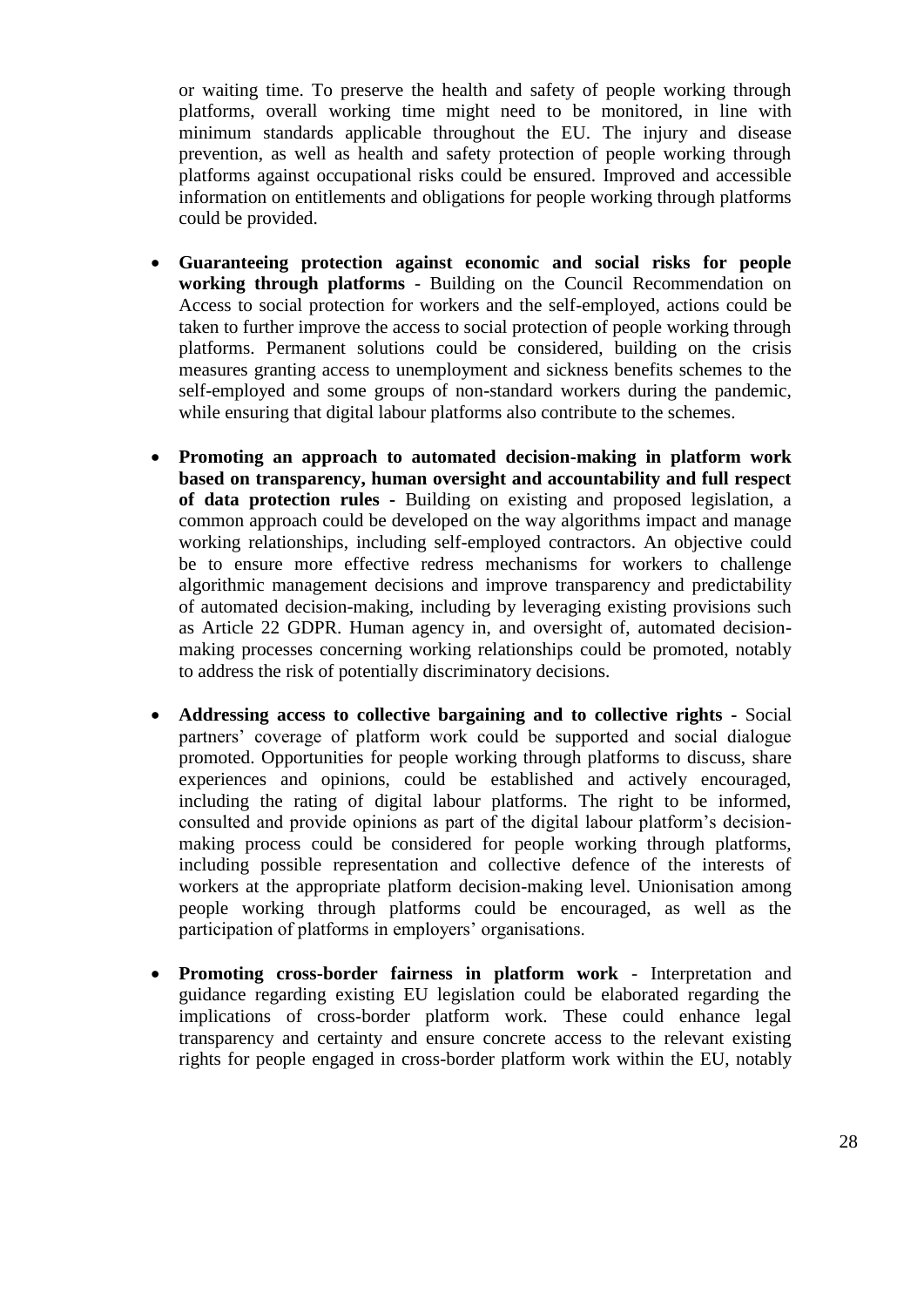or waiting time. To preserve the health and safety of people working through platforms, overall working time might need to be monitored, in line with minimum standards applicable throughout the EU. The injury and disease prevention, as well as health and safety protection of people working through platforms against occupational risks could be ensured. Improved and accessible information on entitlements and obligations for people working through platforms could be provided.

- **Guaranteeing protection against economic and social risks for people working through platforms** - Building on the Council Recommendation on Access to social protection for workers and the self-employed, actions could be taken to further improve the access to social protection of people working through platforms. Permanent solutions could be considered, building on the crisis measures granting access to unemployment and sickness benefits schemes to the self-employed and some groups of non-standard workers during the pandemic, while ensuring that digital labour platforms also contribute to the schemes.

- **Promoting an approach to automated decision-making in platform work based on transparency, human oversight and accountability and full respect of data protection rules** - Building on existing and proposed legislation, a common approach could be developed on the way algorithms impact and manage working relationships, including self-employed contractors. An objective could be to ensure more effective redress mechanisms for workers to challenge algorithmic management decisions and improve transparency and predictability of automated decision-making, including by leveraging existing provisions such as Article 22 GDPR. Human agency in, and oversight of, automated decision-making processes concerning working relationships could be promoted, notably to address the risk of potentially discriminatory decisions.

- **Addressing access to collective bargaining and to collective rights** - Social partners' coverage of platform work could be supported and social dialogue promoted. Opportunities for people working through platforms to discuss, share experiences and opinions, could be established and actively encouraged, including the rating of digital labour platforms. The right to be informed, consulted and provide opinions as part of the digital labour platform's decision-making process could be considered for people working through platforms, including possible representation and collective defence of the interests of workers at the appropriate platform decision-making level. Unionisation among people working through platforms could be encouraged, as well as the participation of platforms in employers' organisations.

- **Promoting cross-border fairness in platform work** - Interpretation and guidance regarding existing EU legislation could be elaborated regarding the implications of cross-border platform work. These could enhance legal transparency and certainty and ensure concrete access to the relevant existing rights for people engaged in cross-border platform work within the EU, notably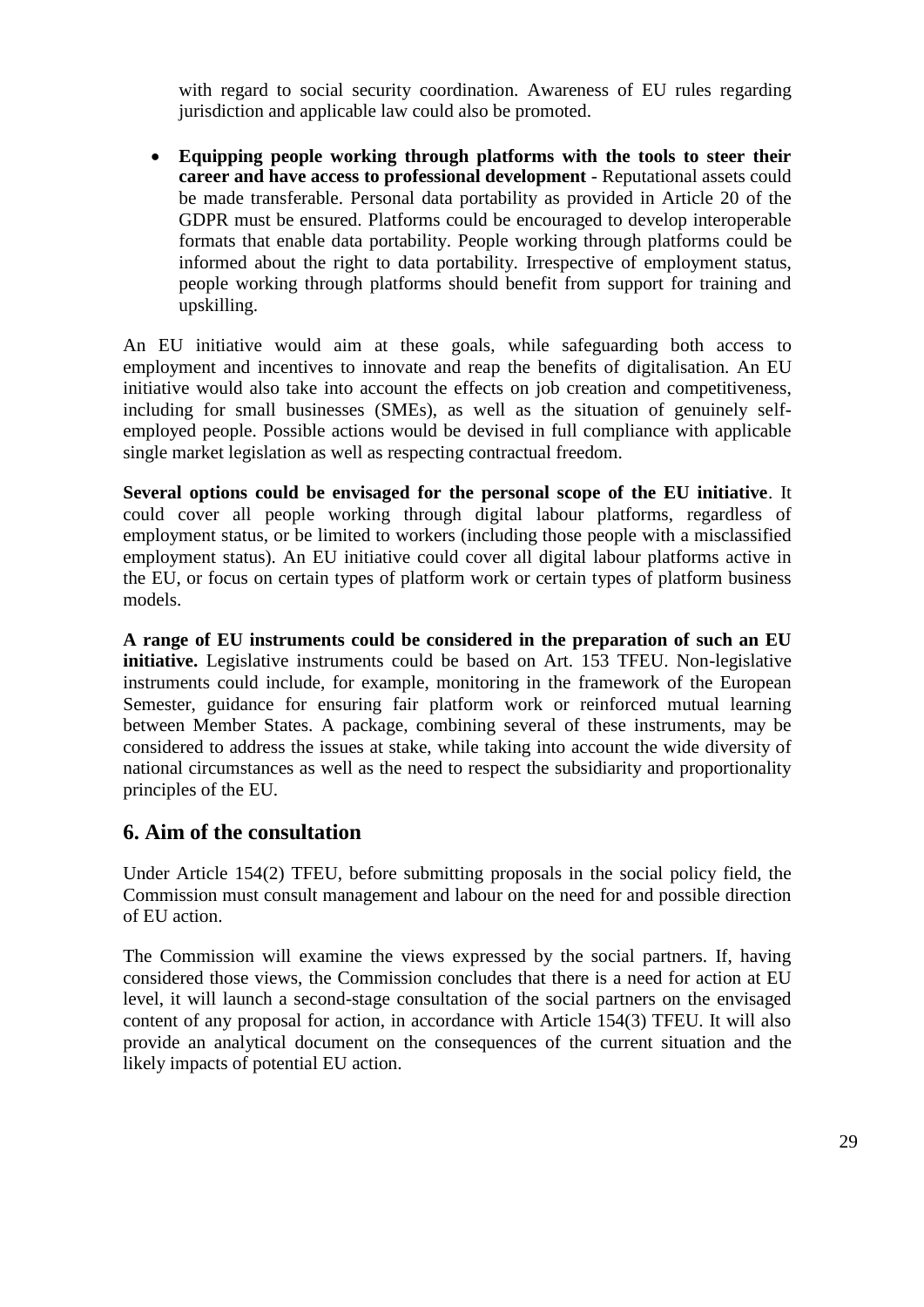with regard to social security coordination. Awareness of EU rules regarding jurisdiction and applicable law could also be promoted.

- **Equipping people working through platforms with the tools to steer their career and have access to professional development** - Reputational assets could be made transferable. Personal data portability as provided in Article 20 of the GDPR must be ensured. Platforms could be encouraged to develop interoperable formats that enable data portability. People working through platforms could be informed about the right to data portability. Irrespective of employment status, people working through platforms should benefit from support for training and upskilling.

An EU initiative would aim at these goals, while safeguarding both access to employment and incentives to innovate and reap the benefits of digitalisation. An EU initiative would also take into account the effects on job creation and competitiveness, including for small businesses (SMEs), as well as the situation of genuinely self-employed people. Possible actions would be devised in full compliance with applicable single market legislation as well as respecting contractual freedom.

**Several options could be envisaged for the personal scope of the EU initiative**. It could cover all people working through digital labour platforms, regardless of employment status, or be limited to workers (including those people with a misclassified employment status). An EU initiative could cover all digital labour platforms active in the EU, or focus on certain types of platform work or certain types of platform business models.

**A range of EU instruments could be considered in the preparation of such an EU initiative.** Legislative instruments could be based on Art. 153 TFEU. Non-legislative instruments could include, for example, monitoring in the framework of the European Semester, guidance for ensuring fair platform work or reinforced mutual learning between Member States. A package, combining several of these instruments, may be considered to address the issues at stake, while taking into account the wide diversity of national circumstances as well as the need to respect the subsidiarity and proportionality principles of the EU.

## 6. Aim of the consultation

Under Article 154(2) TFEU, before submitting proposals in the social policy field, the Commission must consult management and labour on the need for and possible direction of EU action.

The Commission will examine the views expressed by the social partners. If, having considered those views, the Commission concludes that there is a need for action at EU level, it will launch a second-stage consultation of the social partners on the envisaged content of any proposal for action, in accordance with Article 154(3) TFEU. It will also provide an analytical document on the consequences of the current situation and the likely impacts of potential EU action.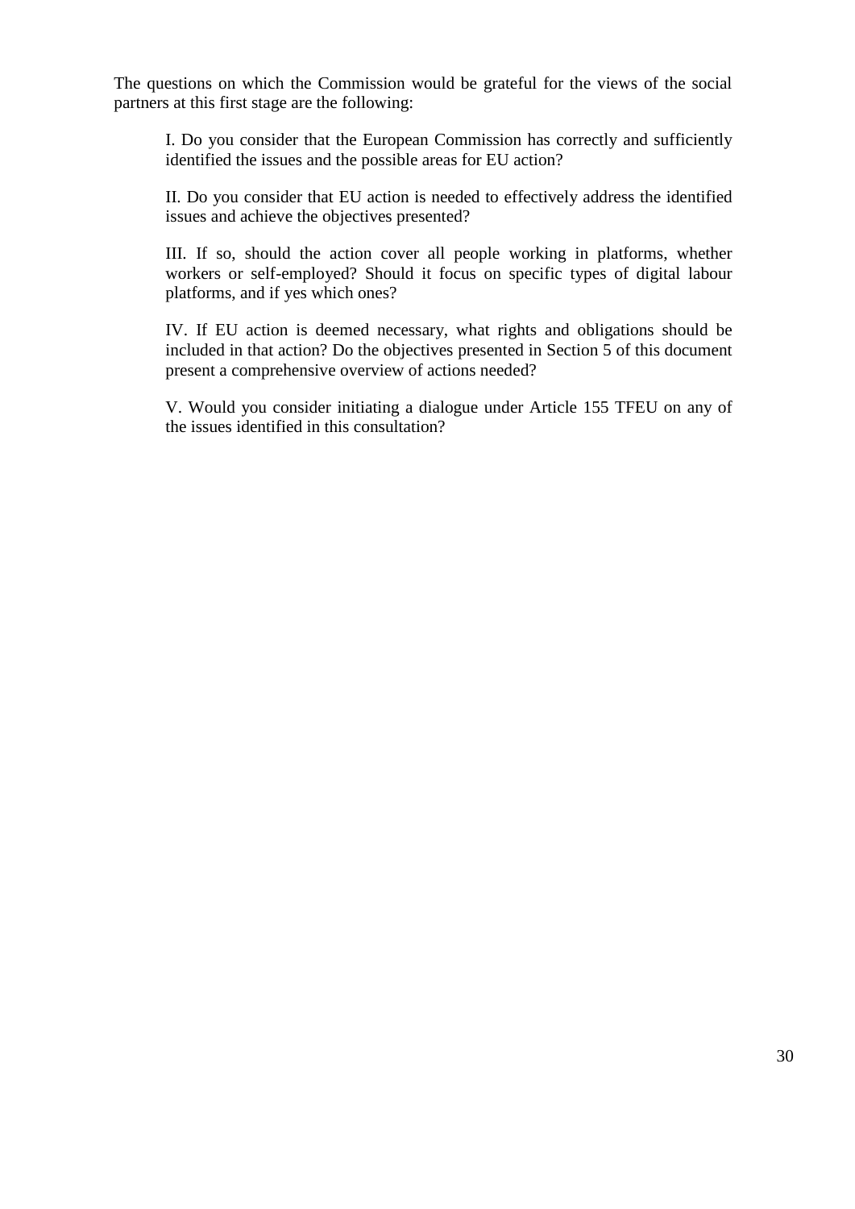The questions on which the Commission would be grateful for the views of the social partners at this first stage are the following:

I. Do you consider that the European Commission has correctly and sufficiently identified the issues and the possible areas for EU action?

II. Do you consider that EU action is needed to effectively address the identified issues and achieve the objectives presented?

III. If so, should the action cover all people working in platforms, whether workers or self-employed? Should it focus on specific types of digital labour platforms, and if yes which ones?

IV. If EU action is deemed necessary, what rights and obligations should be included in that action? Do the objectives presented in Section 5 of this document present a comprehensive overview of actions needed?

V. Would you consider initiating a dialogue under Article 155 TFEU on any of the issues identified in this consultation?